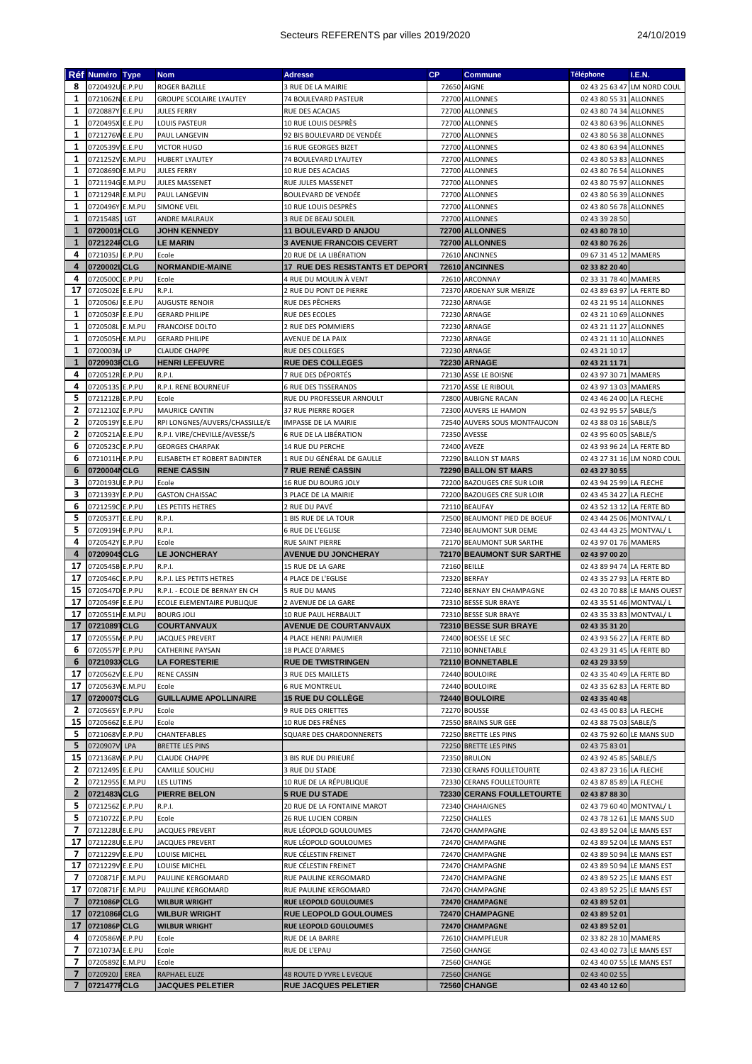| Réf | Numéro | Type | Nom | Adresse | CP | Commune | Téléphone | I.E.N. |
|---|---|---|---|---|---|---|---|---|
| 8 | 0720492U | E.P.PU | ROGER BAZILLE | 3 RUE DE LA MAIRIE | 72650 | AIGNE | 02 43 25 63 47 | LM NORD COUL |
| 1 | 0721062N | E.P.PU | GROUPE SCOLAIRE LYAUTEY | 74 BOULEVARD PASTEUR | 72700 | ALLONNES | 02 43 80 55 31 | ALLONNES |
| 1 | 0720887Y | E.P.PU | JULES FERRY | RUE DES ACACIAS | 72700 | ALLONNES | 02 43 80 74 34 | ALLONNES |
| 1 | 0720495X | E.P.PU | LOUIS PASTEUR | 10 RUE LOUIS DESPRÈS | 72700 | ALLONNES | 02 43 80 63 96 | ALLONNES |
| 1 | 0721276W | E.P.PU | PAUL LANGEVIN | 92 BIS BOULEVARD DE VENDÉE | 72700 | ALLONNES | 02 43 80 56 38 | ALLONNES |
| 1 | 0720539V | E.P.PU | VICTOR HUGO | 16 RUE GEORGES BIZET | 72700 | ALLONNES | 02 43 80 63 94 | ALLONNES |
| 1 | 0721252V | E.M.PU | HUBERT LYAUTEY | 74 BOULEVARD LYAUTEY | 72700 | ALLONNES | 02 43 80 53 83 | ALLONNES |
| 1 | 0720869D | E.M.PU | JULES FERRY | 10 RUE DES ACACIAS | 72700 | ALLONNES | 02 43 80 76 54 | ALLONNES |
| 1 | 0721194G | E.M.PU | JULES MASSENET | RUE JULES MASSENET | 72700 | ALLONNES | 02 43 80 75 97 | ALLONNES |
| 1 | 0721294R | E.M.PU | PAUL LANGEVIN | BOULEVARD DE VENDÉE | 72700 | ALLONNES | 02 43 80 56 39 | ALLONNES |
| 1 | 0720496Y | E.M.PU | SIMONE VEIL | 10 RUE LOUIS DESPRÈS | 72700 | ALLONNES | 02 43 80 56 78 | ALLONNES |
| 1 | 0721548S | LGT | ANDRE MALRAUX | 3 RUE DE BEAU SOLEIL | 72700 | ALLONNES | 02 43 39 28 50 | |
| **1** | **0720001H** | **CLG** | **JOHN KENNEDY** | **11 BOULEVARD D ANJOU** | **72700** | **ALLONNES** | **02 43 80 78 10** | |
| **1** | **0721224R** | **CLG** | **LE MARIN** | **3 AVENUE FRANCOIS CEVERT** | **72700** | **ALLONNES** | **02 43 80 76 26** | |
| 4 | 0721035J | E.P.PU | Ecole | 20 RUE DE LA LIBÉRATION | 72610 | ANCINNES | 09 67 31 45 12 | MAMERS |
| **4** | **0720002J** | **CLG** | **NORMANDIE-MAINE** | **17 RUE DES RESISTANTS ET DEPORT** | **72610** | **ANCINNES** | **02 33 82 20 40** | |
| 4 | 0720500C | E.P.PU | Ecole | 4 RUE DU MOULIN À VENT | 72610 | ARCONNAY | 02 33 31 78 40 | MAMERS |
| 17 | 0720502E | E.P.PU | R.P.I. | 2 RUE DU PONT DE PIERRE | 72370 | ARDENAY SUR MERIZE | 02 43 89 63 97 | LA FERTE BD |
| 1 | 0720506J | E.P.PU | AUGUSTE RENOIR | RUE DES PÊCHERS | 72230 | ARNAGE | 02 43 21 95 14 | ALLONNES |
| 1 | 0720503F | E.P.PU | GERARD PHILIPE | RUE DES ECOLES | 72230 | ARNAGE | 02 43 21 10 69 | ALLONNES |
| 1 | 0720508L | E.M.PU | FRANCOISE DOLTO | 2 RUE DES POMMIERS | 72230 | ARNAGE | 02 43 21 11 27 | ALLONNES |
| 1 | 0720505H | E.M.PU | GERARD PHILIPE | AVENUE DE LA PAIX | 72230 | ARNAGE | 02 43 21 11 10 | ALLONNES |
| 1 | 0720003M | LP | CLAUDE CHAPPE | RUE DES COLLEGES | 72230 | ARNAGE | 02 43 21 10 17 | |
| **1** | **0720903R** | **CLG** | **HENRI LEFEUVRE** | **RUE DES COLLEGES** | **72230** | **ARNAGE** | **02 43 21 11 71** | |
| 4 | 0720512R | E.P.PU | R.P.I. | 7 RUE DES DÉPORTÉS | 72130 | ASSE LE BOISNE | 02 43 97 30 71 | MAMERS |
| 4 | 0720513S | E.P.PU | R.P.I. RENE BOURNEUF | 6 RUE DES TISSERANDS | 72170 | ASSE LE RIBOUL | 02 43 97 13 03 | MAMERS |
| 5 | 0721212B | E.P.PU | Ecole | RUE DU PROFESSEUR ARNOULT | 72800 | AUBIGNE RACAN | 02 43 46 24 00 | LA FLECHE |
| 2 | 0721210Z | E.P.PU | MAURICE CANTIN | 37 RUE PIERRE ROGER | 72300 | AUVERS LE HAMON | 02 43 92 95 57 | SABLE/S |
| 2 | 0720519Y | E.P.PU | RPI LONGNES/AUVERS/CHASSILLE/E | IMPASSE DE LA MAIRIE | 72540 | AUVERS SOUS MONTFAUCON | 02 43 88 03 16 | SABLE/S |
| 2 | 0720521A | E.P.PU | R.P.I. VIRE/CHEVILLE/AVESSE/S | 6 RUE DE LA LIBÉRATION | 72350 | AVESSE | 02 43 95 60 05 | SABLE/S |
| 6 | 0720523C | E.P.PU | GEORGES CHARPAK | 14 RUE DU PERCHE | 72400 | AVEZE | 02 43 93 96 24 | LA FERTE BD |
| 6 | 0721011H | E.P.PU | ELISABETH ET ROBERT BADINTER | 1 RUE DU GÉNÉRAL DE GAULLE | 72290 | BALLON ST MARS | 02 43 27 31 16 | LM NORD COUL |
| **6** | **0720004N** | **CLG** | **RENE CASSIN** | **7 RUE RENÉ CASSIN** | **72290** | **BALLON ST MARS** | **02 43 27 30 55** | |
| 3 | 0720193U | E.P.PU | Ecole | 16 RUE DU BOURG JOLY | 72200 | BAZOUGES CRE SUR LOIR | 02 43 94 25 99 | LA FLECHE |
| 3 | 0721393Y | E.P.PU | GASTON CHAISSAC | 3 PLACE DE LA MAIRIE | 72200 | BAZOUGES CRE SUR LOIR | 02 43 45 34 27 | LA FLECHE |
| 6 | 0721259C | E.P.PU | LES PETITS HETRES | 2 RUE DU PAVÉ | 72110 | BEAUFAY | 02 43 52 13 12 | LA FERTE BD |
| 5 | 0720537T | E.P.PU | R.P.I. | 1 BIS RUE DE LA TOUR | 72500 | BEAUMONT PIED DE BOEUF | 02 43 44 25 06 | MONTVAL/ L |
| 5 | 0720919H | E.P.PU | R.P.I. | 6 RUE DE L'EGLISE | 72340 | BEAUMONT SUR DEME | 02 43 44 43 25 | MONTVAL/ L |
| 4 | 0720542Y | E.P.PU | Ecole | RUE SAINT PIERRE | 72170 | BEAUMONT SUR SARTHE | 02 43 97 01 76 | MAMERS |
| **4** | **0720904S** | **CLG** | **LE JONCHERAY** | **AVENUE DU JONCHERAY** | **72170** | **BEAUMONT SUR SARTHE** | **02 43 97 00 20** | |
| 17 | 0720545B | E.P.PU | R.P.I. | 15 RUE DE LA GARE | 72160 | BEILLE | 02 43 89 94 74 | LA FERTE BD |
| 17 | 0720546C | E.P.PU | R.P.I. LES PETITS HETRES | 4 PLACE DE L'EGLISE | 72320 | BERFAY | 02 43 35 27 93 | LA FERTE BD |
| 15 | 0720547D | E.P.PU | R.P.I. - ECOLE DE BERNAY EN CH | 5 RUE DU MANS | 72240 | BERNAY EN CHAMPAGNE | 02 43 20 70 88 | LE MANS OUEST |
| 17 | 0720549F | E.P.PU | ECOLE ELEMENTAIRE PUBLIQUE | 2 AVENUE DE LA GARE | 72310 | BESSE SUR BRAYE | 02 43 35 51 46 | MONTVAL/ L |
| 17 | 0720551H | E.M.PU | BOURG JOLI | 10 RUE PAUL HERBAULT | 72310 | BESSE SUR BRAYE | 02 43 35 33 83 | MONTVAL/ L |
| **17** | **0721089T** | **CLG** | **COURTANVAUX** | **AVENUE DE COURTANVAUX** | **72310** | **BESSE SUR BRAYE** | **02 43 35 31 20** | |
| 17 | 0720555M | E.P.PU | JACQUES PREVERT | 4 PLACE HENRI PAUMIER | 72400 | BOESSE LE SEC | 02 43 93 56 27 | LA FERTE BD |
| 6 | 0720557P | E.P.PU | CATHERINE PAYSAN | 18 PLACE D'ARMES | 72110 | BONNETABLE | 02 43 29 31 45 | LA FERTE BD |
| **6** | **0721093X** | **CLG** | **LA FORESTERIE** | **RUE DE TWISTRINGEN** | **72110** | **BONNETABLE** | **02 43 29 33 59** | |
| 17 | 0720562V | E.P.PU | RENE CASSIN | 3 RUE DES MAILLETS | 72440 | BOULOIRE | 02 43 35 40 49 | LA FERTE BD |
| 17 | 0720563W | E.M.PU | Ecole | 6 RUE MONTREUL | 72440 | BOULOIRE | 02 43 35 62 83 | LA FERTE BD |
| **17** | **0720007S** | **CLG** | **GUILLAUME APOLLINAIRE** | **15 RUE DU COLLÈGE** | **72440** | **BOULOIRE** | **02 43 35 40 48** | |
| 2 | 0720565Y | E.P.PU | Ecole | 9 RUE DES ORIETTES | 72270 | BOUSSE | 02 43 45 00 83 | LA FLECHE |
| 15 | 0720566Z | E.P.PU | Ecole | 10 RUE DES FRÊNES | 72550 | BRAINS SUR GEE | 02 43 88 75 03 | SABLE/S |
| 5 | 0721068V | E.P.PU | CHANTEFABLES | SQUARE DES CHARDONNERETS | 72250 | BRETTE LES PINS | 02 43 75 92 60 | LE MANS SUD |
| 5 | 0720907V | LPA | BRETTE LES PINS | | 72250 | BRETTE LES PINS | 02 43 75 83 01 | |
| 15 | 0721368W | E.P.PU | CLAUDE CHAPPE | 3 BIS RUE DU PRIEURÉ | 72350 | BRULON | 02 43 92 45 85 | SABLE/S |
| 2 | 0721249S | E.P.PU | CAMILLE SOUCHU | 3 RUE DU STADE | 72330 | CERANS FOULLETOURTE | 02 43 87 23 16 | LA FLECHE |
| 2 | 0721295S | E.M.PU | LES LUTINS | 10 RUE DE LA RÉPUBLIQUE | 72330 | CERANS FOULLETOURTE | 02 43 87 85 89 | LA FLECHE |
| **2** | **0721483V** | **CLG** | **PIERRE BELON** | **5 RUE DU STADE** | **72330** | **CERANS FOULLETOURTE** | **02 43 87 88 30** | |
| 5 | 0721256Z | E.P.PU | R.P.I. | 20 RUE DE LA FONTAINE MAROT | 72340 | CHAHAIGNES | 02 43 79 60 40 | MONTVAL/ L |
| 5 | 0721072Z | E.P.PU | Ecole | 26 RUE LUCIEN CORBIN | 72250 | CHALLES | 02 43 78 12 61 | LE MANS SUD |
| 7 | 0721228U | E.P.PU | JACQUES PREVERT | RUE LÉOPOLD GOULOUMES | 72470 | CHAMPAGNE | 02 43 89 52 04 | LE MANS EST |
| 17 | 0721228U | E.P.PU | JACQUES PREVERT | RUE LÉOPOLD GOULOUMES | 72470 | CHAMPAGNE | 02 43 89 52 04 | LE MANS EST |
| 7 | 0721229V | E.P.PU | LOUISE MICHEL | RUE CÉLESTIN FREINET | 72470 | CHAMPAGNE | 02 43 89 50 94 | LE MANS EST |
| 17 | 0721229V | E.P.PU | LOUISE MICHEL | RUE CÉLESTIN FREINET | 72470 | CHAMPAGNE | 02 43 89 50 94 | LE MANS EST |
| 7 | 0720871F | E.M.PU | PAULINE KERGOMARD | RUE PAULINE KERGOMARD | 72470 | CHAMPAGNE | 02 43 89 52 25 | LE MANS EST |
| 17 | 0720871F | E.M.PU | PAULINE KERGOMARD | RUE PAULINE KERGOMARD | 72470 | CHAMPAGNE | 02 43 89 52 25 | LE MANS EST |
| **7** | **0721086P** | **CLG** | **WILBUR WRIGHT** | **RUE LEOPOLD GOULOUMES** | **72470** | **CHAMPAGNE** | **02 43 89 52 01** | |
| **17** | **0721086P** | **CLG** | **WILBUR WRIGHT** | **RUE LEOPOLD GOULOUMES** | **72470** | **CHAMPAGNE** | **02 43 89 52 01** | |
| **17** | **0721086P** | **CLG** | **WILBUR WRIGHT** | **RUE LEOPOLD GOULOUMES** | **72470** | **CHAMPAGNE** | **02 43 89 52 01** | |
| 4 | 0720586W | E.P.PU | Ecole | RUE DE LA BARRE | 72610 | CHAMPFLEUR | 02 33 82 28 10 | MAMERS |
| 7 | 0721073A | E.P.PU | Ecole | RUE DE L'EPAU | 72560 | CHANGE | 02 43 40 02 73 | LE MANS EST |
| 7 | 0720589Z | E.M.PU | Ecole | | 72560 | CHANGE | 02 43 40 07 55 | LE MANS EST |
| 7 | 0720920J | EREA | RAPHAEL ELIZE | 48 ROUTE D YVRE L EVEQUE | 72560 | CHANGE | 02 43 40 02 55 | |
| **7** | **0721477R** | **CLG** | **JACQUES PELETIER** | **RUE JACQUES PELETIER** | **72560** | **CHANGE** | **02 43 40 12 60** | |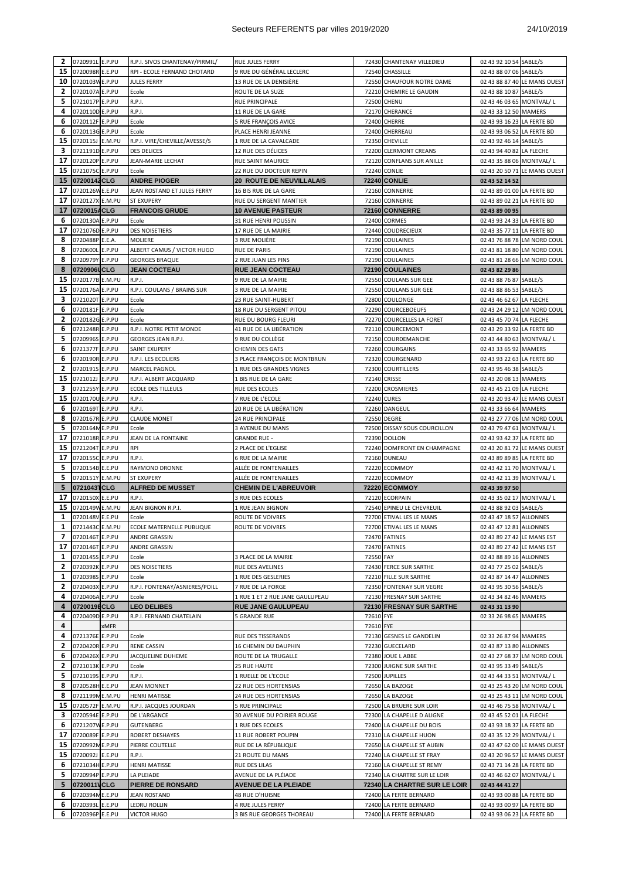| | | | | | | | | |
|---|---|---|---|---|---|---|---|---|
| 2 | 0720991L | E.P.PU | R.P.I. SIVOS CHANTENAY/PIRMIL/ | RUE JULES FERRY | 72430 | CHANTENAY VILLEDIEU | 02 43 92 10 54 | SABLE/S |
| 15 | 0720098R | E.E.PU | RPI - ECOLE FERNAND CHOTARD | 9 RUE DU GÉNÉRAL LECLERC | 72540 | CHASSILLE | 02 43 88 07 06 | SABLE/S |
| 10 | 0720103W | E.P.PU | JULES FERRY | 13 RUE DE LA DENISIÈRE | 72550 | CHAUFOUR NOTRE DAME | 02 43 88 87 40 | LE MANS OUEST |
| 2 | 0720107A | E.P.PU | Ecole | ROUTE DE LA SUZE | 72210 | CHEMIRE LE GAUDIN | 02 43 88 10 87 | SABLE/S |
| 5 | 0721017P | E.P.PU | R.P.I. | RUE PRINCIPALE | 72500 | CHENU | 02 43 46 03 65 | MONTVAL/ L |
| 4 | 0720110D | E.P.PU | R.P.I. | 11 RUE DE LA GARE | 72170 | CHERANCE | 02 43 33 12 50 | MAMERS |
| 6 | 0720112F | E.P.PU | Ecole | 5 RUE FRANÇOIS AVICE | 72400 | CHERRE | 02 43 93 16 23 | LA FERTE BD |
| 6 | 0720113G | E.P.PU | Ecole | PLACE HENRI JEANNE | 72400 | CHERREAU | 02 43 93 06 52 | LA FERTE BD |
| 15 | 0720115J | E.M.PU | R.P.I. VIRE/CHEVILLE/AVESSE/S | 1 RUE DE LA CAVALCADE | 72350 | CHEVILLE | 02 43 92 46 14 | SABLE/S |
| 3 | 0721191D | E.P.PU | DES DELICES | 12 RUE DES DÉLICES | 72200 | CLERMONT CREANS | 02 43 94 40 82 | LA FLECHE |
| 17 | 0720120P | E.P.PU | JEAN-MARIE LECHAT | RUE SAINT MAURICE | 72120 | CONFLANS SUR ANILLE | 02 43 35 88 06 | MONTVAL/ L |
| 15 | 0721075C | E.P.PU | Ecole | 22 RUE DU DOCTEUR REPIN | 72240 | CONLIE | 02 43 20 50 71 | LE MANS OUEST |
| **15** | **0720014Z** | **CLG** | **ANDRE PIOGER** | **20 ROUTE DE NEUVILLALAIS** | **72240** | **CONLIE** | **02 43 52 14 52** | |
| 17 | 0720126W | E.E.PU | JEAN ROSTAND ET JULES FERRY | 16 BIS RUE DE LA GARE | 72160 | CONNERRE | 02 43 89 01 00 | LA FERTE BD |
| 17 | 0720127X | E.M.PU | ST EXUPERY | RUE DU SERGENT MANTIER | 72160 | CONNERRE | 02 43 89 02 21 | LA FERTE BD |
| **17** | **0720015A** | **CLG** | **FRANCOIS GRUDE** | **10 AVENUE PASTEUR** | **72160** | **CONNERRE** | **02 43 89 00 95** | |
| 6 | 0720130A | E.P.PU | Ecole | 31 RUE HENRI POUSSIN | 72400 | CORMES | 02 43 93 24 33 | LA FERTE BD |
| 17 | 0721076D | E.P.PU | DES NOISETIERS | 17 RUE DE LA MAIRIE | 72440 | COUDRECIEUX | 02 43 35 77 11 | LA FERTE BD |
| 8 | 0720488P | E.E.A. | MOLIERE | 3 RUE MOLIÈRE | 72190 | COULAINES | 02 43 76 88 78 | LM NORD COUL |
| 8 | 0720600L | E.P.PU | ALBERT CAMUS / VICTOR HUGO | RUE DE PARIS | 72190 | COULAINES | 02 43 81 18 80 | LM NORD COUL |
| 8 | 0720979Y | E.P.PU | GEORGES BRAQUE | 2 RUE JUAN LES PINS | 72190 | COULAINES | 02 43 81 28 66 | LM NORD COUL |
| **8** | **0720906U** | **CLG** | **JEAN COCTEAU** | **RUE JEAN COCTEAU** | **72190** | **COULAINES** | **02 43 82 29 86** | |
| 15 | 0720177B | E.M.PU | R.P.I. | 9 RUE DE LA MAIRIE | 72550 | COULANS SUR GEE | 02 43 88 76 87 | SABLE/S |
| 15 | 0720176A | E.P.PU | R.P.I. COULANS / BRAINS SUR | 3 RUE DE LA MAIRIE | 72550 | COULANS SUR GEE | 02 43 88 86 53 | SABLE/S |
| 3 | 0721020T | E.P.PU | Ecole | 23 RUE SAINT-HUBERT | 72800 | COULONGE | 02 43 46 62 67 | LA FLECHE |
| 6 | 0720181F | E.P.PU | Ecole | 18 RUE DU SERGENT PITOU | 72290 | COURCEBOEUFS | 02 43 24 29 12 | LM NORD COUL |
| 2 | 0720182G | E.P.PU | Ecole | RUE DU BOURG FLEURI | 72270 | COURCELLES LA FORET | 02 43 45 70 74 | LA FLECHE |
| 6 | 0721248R | E.P.PU | R.P.I. NOTRE PETIT MONDE | 41 RUE DE LA LIBÉRATION | 72110 | COURCEMONT | 02 43 29 33 92 | LA FERTE BD |
| 5 | 0720996S | E.P.PU | GEORGES JEAN R.P.I. | 9 RUE DU COLLÈGE | 72150 | COURDEMANCHE | 02 43 44 80 63 | MONTVAL/ L |
| 6 | 0721377F | E.P.PU | SAINT EXUPERY | CHEMIN DES GATS | 72260 | COURGAINS | 02 43 33 65 92 | MAMERS |
| 6 | 0720190R | E.P.PU | R.P.I. LES ECOLIERS | 3 PLACE FRANÇOIS DE MONTBRUN | 72320 | COURGENARD | 02 43 93 22 63 | LA FERTE BD |
| 2 | 0720191S | E.P.PU | MARCEL PAGNOL | 1 RUE DES GRANDES VIGNES | 72300 | COURTILLERS | 02 43 95 46 38 | SABLE/S |
| 15 | 0721012J | E.P.PU | R.P.I. ALBERT JACQUARD | 1 BIS RUE DE LA GARE | 72140 | CRISSE | 02 43 20 08 13 | MAMERS |
| 3 | 0721255Y | E.P.PU | ECOLE DES TILLEULS | RUE DES ECOLES | 72200 | CROSMIERES | 02 43 45 21 09 | LA FLECHE |
| 15 | 0720170U | E.P.PU | R.P.I. | 7 RUE DE L'ECOLE | 72240 | CURES | 02 43 20 93 47 | LE MANS OUEST |
| 6 | 0720169T | E.P.PU | R.P.I. | 20 RUE DE LA LIBÉRATION | 72260 | DANGEUL | 02 43 33 66 64 | MAMERS |
| 8 | 0720167R | E.P.PU | CLAUDE MONET | 24 RUE PRINCIPALE | 72550 | DEGRE | 02 43 27 77 06 | LM NORD COUL |
| 5 | 0720164M | E.P.PU | Ecole | 3 AVENUE DU MANS | 72500 | DISSAY SOUS COURCILLON | 02 43 79 47 61 | MONTVAL/ L |
| 17 | 0721018R | E.P.PU | JEAN DE LA FONTAINE | GRANDE RUE - | 72390 | DOLLON | 02 43 93 42 37 | LA FERTE BD |
| 15 | 0721204T | E.P.PU | RPI | 2 PLACE DE L'EGLISE | 72240 | DOMFRONT EN CHAMPAGNE | 02 43 20 81 72 | LE MANS OUEST |
| 17 | 0720155C | E.P.PU | R.P.I. | 6 RUE DE LA MAIRIE | 72160 | DUNEAU | 02 43 89 89 85 | LA FERTE BD |
| 5 | 0720154B | E.E.PU | RAYMOND DRONNE | ALLÉE DE FONTENAILLES | 72220 | ECOMMOY | 02 43 42 11 70 | MONTVAL/ L |
| 5 | 0720151Y | E.M.PU | ST EXUPERY | ALLÉE DE FONTENAILLES | 72220 | ECOMMOY | 02 43 42 11 39 | MONTVAL/ L |
| **5** | **0721043T** | **CLG** | **ALFRED DE MUSSET** | **CHEMIN DE L'ABREUVOIR** | **72220** | **ECOMMOY** | **02 43 39 97 50** | |
| 17 | 0720150X | E.E.PU | R.P.I. | 3 RUE DES ECOLES | 72120 | ECORPAIN | 02 43 35 02 17 | MONTVAL/ L |
| 15 | 0720149W | E.M.PU | JEAN BIGNON R.P.I. | 1 RUE JEAN BIGNON | 72540 | EPINEU LE CHEVREUIL | 02 43 88 92 03 | SABLE/S |
| 1 | 0720148V | E.E.PU | Ecole | ROUTE DE VOIVRES | 72700 | ETIVAL LES LE MANS | 02 43 47 18 57 | ALLONNES |
| 1 | 0721443C | E.M.PU | ECOLE MATERNELLE PUBLIQUE | ROUTE DE VOIVRES | 72700 | ETIVAL LES LE MANS | 02 43 47 12 81 | ALLONNES |
| 7 | 0720146T | E.P.PU | ANDRE GRASSIN | | 72470 | FATINES | 02 43 89 27 42 | LE MANS EST |
| 17 | 0720146T | E.P.PU | ANDRE GRASSIN | | 72470 | FATINES | 02 43 89 27 42 | LE MANS EST |
| 1 | 0720145S | E.P.PU | Ecole | 3 PLACE DE LA MAIRIE | 72550 | FAY | 02 43 88 89 16 | ALLONNES |
| 2 | 0720392K | E.P.PU | DES NOISETIERS | RUE DES AVELINES | 72430 | FERCE SUR SARTHE | 02 43 77 25 02 | SABLE/S |
| 1 | 0720398S | E.P.PU | Ecole | 1 RUE DES GESLERIES | 72210 | FILLE SUR SARTHE | 02 43 87 14 47 | ALLONNES |
| 2 | 0720403X | E.P.PU | R.P.I. FONTENAY/ASNIERES/POILL | 7 RUE DE LA FORGE | 72350 | FONTENAY SUR VEGRE | 02 43 95 30 56 | SABLE/S |
| 4 | 0720406A | E.P.PU | Ecole | 1 RUE 1 ET 2 RUE JANE GAULUPEAU | 72130 | FRESNAY SUR SARTHE | 02 43 34 82 46 | MAMERS |
| **4** | **0720019E** | **CLG** | **LEO DELIBES** | **RUE JANE GAULUPEAU** | **72130** | **FRESNAY SUR SARTHE** | **02 43 31 13 90** | |
| 4 | 0720409D | E.P.PU | R.P.I. FERNAND CHATELAIN | 5 GRANDE RUE | 72610 | FYE | 02 33 26 98 65 | MAMERS |
| 4 | | xMFR | | | 72610 | FYE | | |
| 4 | 0721376E | E.P.PU | Ecole | RUE DES TISSERANDS | 72130 | GESNES LE GANDELIN | 02 33 26 87 94 | MAMERS |
| 2 | 0720420R | E.P.PU | RENE CASSIN | 16 CHEMIN DU DAUPHIN | 72230 | GUECELARD | 02 43 87 13 80 | ALLONNES |
| 6 | 0720426X | E.P.PU | JACQUELINE DUHEME | ROUTE DE LA TRUGALLE | 72380 | JOUE L ABBE | 02 43 27 68 37 | LM NORD COUL |
| 2 | 0721013K | E.P.PU | Ecole | 25 RUE HAUTE | 72300 | JUIGNE SUR SARTHE | 02 43 95 33 49 | SABLE/S |
| 5 | 0721019S | E.P.PU | R.P.I. | 1 RUELLE DE L'ECOLE | 72500 | JUPILLES | 02 43 44 33 51 | MONTVAL/ L |
| 8 | 0720528H | E.E.PU | JEAN MONNET | 22 RUE DES HORTENSIAS | 72650 | LA BAZOGE | 02 43 25 43 20 | LM NORD COUL |
| 8 | 0721199M | E.M.PU | HENRI MATISSE | 24 RUE DES HORTENSIAS | 72650 | LA BAZOGE | 02 43 25 43 11 | LM NORD COUL |
| 15 | 0720572F | E.M.PU | R.P.I. JACQUES JOURDAN | 5 RUE PRINCIPALE | 72500 | LA BRUERE SUR LOIR | 02 43 46 75 58 | MONTVAL/ L |
| 3 | 0720594E | E.P.PU | DE L'ARGANCE | 30 AVENUE DU POIRIER ROUGE | 72300 | LA CHAPELLE D ALIGNE | 02 43 45 52 01 | LA FLECHE |
| 6 | 0721207W | E.P.PU | GUTENBERG | 1 RUE DES ECOLES | 72400 | LA CHAPELLE DU BOIS | 02 43 93 18 37 | LA FERTE BD |
| 17 | 0720089F | E.P.PU | ROBERT DESHAYES | 11 RUE ROBERT POUPIN | 72310 | LA CHAPELLE HUON | 02 43 35 12 29 | MONTVAL/ L |
| 15 | 0720992M | E.P.PU | PIERRE COUTELLE | RUE DE LA RÉPUBLIQUE | 72650 | LA CHAPELLE ST AUBIN | 02 43 47 62 00 | LE MANS OUEST |
| 15 | 0720092J | E.E.PU | R.P.I. | 21 ROUTE DU MANS | 72240 | LA CHAPELLE ST FRAY | 02 43 20 96 57 | LE MANS OUEST |
| 6 | 0721034H | E.P.PU | HENRI MATISSE | RUE DES LILAS | 72160 | LA CHAPELLE ST REMY | 02 43 71 14 28 | LA FERTE BD |
| 5 | 0720994P | E.P.PU | LA PLEIADE | AVENUE DE LA PLÉIADE | 72340 | LA CHARTRE SUR LE LOIR | 02 43 46 62 07 | MONTVAL/ L |
| **5** | **0720011V** | **CLG** | **PIERRE DE RONSARD** | **AVENUE DE LA PLEIADE** | **72340** | **LA CHARTRE SUR LE LOIR** | **02 43 44 41 27** | |
| 6 | 0720394M | E.E.PU | JEAN ROSTAND | 48 RUE D'HUISNE | 72400 | LA FERTE BERNARD | 02 43 93 00 88 | LA FERTE BD |
| 6 | 0720393L | E.E.PU | LEDRU ROLLIN | 4 RUE JULES FERRY | 72400 | LA FERTE BERNARD | 02 43 93 00 97 | LA FERTE BD |
| 6 | 0720396P | E.E.PU | VICTOR HUGO | 3 BIS RUE GEORGES THOREAU | 72400 | LA FERTE BERNARD | 02 43 93 06 23 | LA FERTE BD |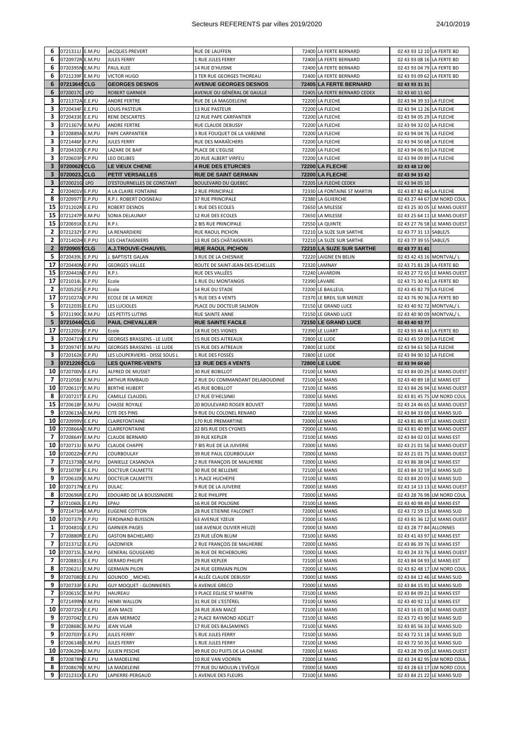| | | | | | | | | |
|---|---|---|---|---|---|---|---|---|
| 6 | 0721311J | E.M.PU | JACQUES PREVERT | RUE DE LAUFFEN | 72400 | LA FERTE BERNARD | 02 43 93 12 10 | LA FERTE BD |
| 6 | 0720972R | E.M.PU | JULES FERRY | 1 RUE JULES FERRY | 72400 | LA FERTE BERNARD | 02 43 93 08 16 | LA FERTE BD |
| 6 | 0720395N | E.M.PU | PAUL KLEE | 14 RUE D'HUISNE | 72400 | LA FERTE BERNARD | 02 43 93 04 79 | LA FERTE BD |
| 6 | 0721239F | E.M.PU | VICTOR HUGO | 3 TER RUE GEORGES THOREAU | 72400 | LA FERTE BERNARD | 02 43 93 09 62 | LA FERTE BD |
| **6** | **0721364S** | **CLG** | **GEORGES DESNOS** | **AVENUE GEORGES DESNOS** | **72405** | **LA FERTE BERNARD** | **02 43 93 31 31** | |
| 6 | 0720017C | LPO | ROBERT GARNIER | AVENUE DU GÉNÉRAL DE GAULLE | 72405 | LA FERTE BERNARD CEDEX | 02 43 60 11 60 | |
| 3 | 0721372A | E.E.PU | ANDRE FERTRE | RUE DE LA MAGDELEINE | 72200 | LA FLECHE | 02 43 94 39 33 | LA FLECHE |
| 3 | 0720434F | E.E.PU | LOUIS PASTEUR | 13 RUE PASTEUR | 72200 | LA FLECHE | 02 43 94 12 26 | LA FLECHE |
| 3 | 0720433E | E.E.PU | RENE DESCARTES | 12 RUE PAPE CARPANTIER | 72200 | LA FLECHE | 02 43 94 05 29 | LA FLECHE |
| 3 | 0721367V | E.M.PU | ANDRE FERTRE | RUE CLAUDE DEBUSSY | 72200 | LA FLECHE | 02 43 94 32 02 | LA FLECHE |
| 3 | 0720889A | E.M.PU | PAPE CARPANTIER | 3 RUE FOUQUET DE LA VARENNE | 72200 | LA FLECHE | 02 43 94 04 76 | LA FLECHE |
| 3 | 0721446F | E.P.PU | JULES FERRY | RUE DES MARAÎCHERS | 72200 | LA FLECHE | 02 43 94 50 68 | LA FLECHE |
| 3 | 0720432D | E.P.PU | LAZARE DE BAIF | PLACE DE L'EGLISE | 72200 | LA FLECHE | 02 43 94 06 91 | LA FLECHE |
| 3 | 0720603P | E.P.PU | LEO DELIBES | 20 RUE ALBERT VIRFEU | 72200 | LA FLECHE | 02 43 94 09 89 | LA FLECHE |
| **3** | **0720062E** | **CLG** | **LE VIEUX CHENE** | **4 RUE DES ETURCIES** | **72200** | **LA FLECHE** | **02 43 48 12 00** | |
| **3** | **0720023J** | **CLG** | **PETIT VERSAILLES** | **RUE DE SAINT GERMAIN** | **72200** | **LA FLECHE** | **02 43 94 33 42** | |
| 3 | 0720021G | LPO | D'ESTOURNELLES DE CONSTANT | BOULEVARD DU QUEBEC | 72205 | LA FLECHE CEDEX | 02 43 94 05 10 | |
| 2 | 0720401V | E.P.PU | A LA CLAIRE FONTAINE | 2 RUE PRINCIPALE | 72330 | LA FONTAINE ST MARTIN | 02 43 87 82 46 | LA FLECHE |
| 8 | 0720997T | E.P.PU | R.P.I. ROBERT DOISNEAU | 37 RUE PRINCIPALE | 72380 | LA GUIERCHE | 02 43 27 44 67 | LM NORD COUL |
| 15 | 0721202R | E.E.PU | ROBERT DESNOS | 1 RUE DES ECOLES | 72650 | LA MILESSE | 02 43 25 30 05 | LE MANS OUEST |
| 15 | 0721247P | E.M.PU | SONIA DELAUNAY | 12 RUE DES ECOLES | 72650 | LA MILESSE | 02 43 25 64 11 | LE MANS OUEST |
| 15 | 0720691K | E.P.PU | R.P.I. | 2 BIS RUE PRINCIPALE | 72550 | LA QUINTE | 02 43 27 76 58 | LE MANS OUEST |
| 2 | 0721232Y | E.P.PU | LA RENARDIERE | RUE RAOUL PICHON | 72210 | LA SUZE SUR SARTHE | 02 43 77 31 13 | SABLE/S |
| 2 | 0721402H | E.P.PU | LES CHATAIGNIERS | 13 RUE DES CHÂTAIGNIERS | 72210 | LA SUZE SUR SARTHE | 02 43 77 39 55 | SABLE/S |
| **2** | **0720905T** | **CLG** | **A.J.TROUVE-CHAUVEL** | **RUE RAOUL PICHON** | **72210** | **LA SUZE SUR SARTHE** | **02 43 77 31 41** | |
| 5 | 0720439L | E.P.PU | J. BAPTISTE GALAN | 3 RUE DE LA CHESNAIE | 72220 | LAIGNE EN BELIN | 02 43 42 43 16 | MONTVAL/ L |
| 17 | 0720440M | E.P.PU | GEORGES VALLEE | ROUTE DE SAINT-JEAN-DES-ECHELLES | 72320 | LAMNAY | 02 43 71 81 28 | LA FERTE BD |
| 15 | 0720441N | E.P.PU | R.P.I. | RUE DES VALLÉES | 72240 | LAVARDIN | 02 43 27 72 65 | LE MANS OUEST |
| 17 | 0721014L | E.P.PU | Ecole | 1 RUE DU MONTANGIS | 72390 | LAVARE | 02 43 71 30 41 | LA FERTE BD |
| 2 | 0720525E | E.P.PU | Ecole | 14 RUE DU STADE | 72200 | LE BAILLEUL | 02 43 45 82 79 | LA FLECHE |
| 17 | 0721027A | E.P.PU | ECOLE DE LA MERIZE | 5 RUE DES 4 VENTS | 72370 | LE BREIL SUR MERIZE | 02 43 76 90 36 | LA FERTE BD |
| 5 | 0721203S | E.E.PU | LES LUCIOLES | PLACE DU DOCTEUR SALMON | 72150 | LE GRAND LUCE | 02 43 40 92 72 | MONTVAL/ L |
| 5 | 0721190C | E.M.PU | LES PETITS LUTINS | RUE SAINTE ANNE | 72150 | LE GRAND LUCE | 02 43 40 90 09 | MONTVAL/ L |
| **5** | **0721044U** | **CLG** | **PAUL CHEVALLIER** | **RUE SAINTE FACILE** | **72150** | **LE GRAND LUCE** | **02 43 40 92 77** | |
| 17 | 0721205U | E.P.PU | Ecole | 18 RUE DES VIGNES | 72390 | LE LUART | 02 43 93 44 41 | LA FERTE BD |
| 3 | 0720471W | E.E.PU | GEORGES BRASSENS - LE LUDE | 15 RUE DES AITREAUX | 72800 | LE LUDE | 02 43 45 59 09 | LA FLECHE |
| 3 | 0720974T | E.M.PU | GEORGES BRASSENS - LE LUDE | 15 RUE DES AITREAUX | 72800 | LE LUDE | 02 43 94 61 50 | LA FLECHE |
| 3 | 0720162K | E.P.PU | LES LOUPERVIERS - DISSE SOUS L | 1 RUE DES FOSSÉS | 72800 | LE LUDE | 02 43 94 90 32 | LA FLECHE |
| **3** | **0721226S** | **CLG** | **LES QUATRE-VENTS** | **13 RUE DES 4 VENTS** | **72800** | **LE LUDE** | **02 43 94 60 60** | |
| 10 | 0720700V | E.E.PU | ALFRED DE MUSSET | 30 RUE BOBILLOT | 72100 | LE MANS | 02 43 84 00 29 | LE MANS OUEST |
| 7 | 0721058J | E.M.PU | ARTHUR RIMBAUD | 2 RUE DU COMMANDANT DELABOUDINIÈ | 72100 | LE MANS | 02 43 40 89 18 | LE MANS EST |
| 10 | 0720611Y | E.M.PU | BERTHE HUBERT | 45 RUE BOBILLOT | 72100 | LE MANS | 02 43 84 26 94 | LE MANS OUEST |
| 8 | 0720721T | E.E.PU | CAMILLE CLAUDEL | 17 RUE D'HELSINKI | 72000 | LE MANS | 02 43 81 45 75 | LM NORD COUL |
| 15 | 0720618F | E.M.PU | CHASSE ROYALE | 20 BOULEVARD ROGER BOUVET | 72000 | LE MANS | 02 43 24 46 65 | LE MANS OUEST |
| 9 | 0720613A | E.M.PU | CITE DES PINS | 9 RUE DU COLONEL RENARD | 72100 | LE MANS | 02 43 84 33 69 | LE MANS SUD |
| 10 | 0720999V | E.E.PU | CLAIREFONTAINE | 170 RUE PREMARTINE | 72000 | LE MANS | 02 43 81 86 97 | LE MANS OUEST |
| 10 | 0720866A | E.M.PU | CLAIREFONTAINE | 22 BIS RUE DES CYGNES | 72000 | LE MANS | 02 43 81 40 89 | LE MANS OUEST |
| 7 | 0720864Y | E.M.PU | CLAUDE BERNARD | 39 RUE KEPLER | 72100 | LE MANS | 02 43 84 02 03 | LE MANS EST |
| 10 | 0720713J | E.M.PU | CLAUDE CHAPPE | 7 BIS RUE DE LA JUIVERIE | 72000 | LE MANS | 02 43 21 01 56 | LE MANS OUEST |
| 10 | 0720022H | E.P.PU | COURBOULAY | 39 RUE PAUL COURBOULAY | 72000 | LE MANS | 02 43 21 01 75 | LE MANS OUEST |
| 7 | 0721373B | E.M.PU | DANIELLE CASANOVA | 2 RUE FRANÇOIS DE MALHERBE | 72000 | LE MANS | 02 43 86 38 04 | LE MANS EST |
| 9 | 0721078F | E.E.PU | DOCTEUR CALMETTE | 30 RUE DE BELLEME | 72100 | LE MANS | 02 43 84 32 59 | LE MANS SUD |
| 9 | 0720610X | E.M.PU | DOCTEUR CALMETTE | 1 PLACE HUCHEPIE | 72100 | LE MANS | 02 43 84 20 03 | LE MANS SUD |
| 10 | 0720717N | E.E.PU | DULAC | 9 RUE DE LA JUIVERIE | 72000 | LE MANS | 02 43 14 13 13 | LE MANS OUEST |
| 8 | 0720696R | E.E.PU | EDOUARD DE LA BOUSSINIERE | 2 RUE PHILIPPE | 72000 | LE MANS | 02 43 28 76 98 | LM NORD COUL |
| 7 | 0721060L | E.E.PU | EPAU | 16 RUE DE POLOGNE | 72100 | LE MANS | 02 43 40 98 49 | LE MANS EST |
| 9 | 0721471H | E.M.PU | EUGENIE COTTON | 28 RUE ETIENNE FALCONET | 72000 | LE MANS | 02 43 72 59 15 | LE MANS SUD |
| 10 | 0720737K | E.P.PU | FERDINAND BUISSON | 63 AVENUE YZEUX | 72000 | LE MANS | 02 43 81 36 12 | LE MANS OUEST |
| 1 | 0720481G | E.E.PU | GARNIER-PAGES | 168 AVENUE OLIVIER HEUZE | 72000 | LE MANS | 02 43 28 77 84 | ALLONNES |
| 7 | 0720880R | E.E.PU | GASTON BACHELARD | 23 RUE LÉON BLUM | 72100 | LE MANS | 02 43 41 43 97 | LE MANS EST |
| 7 | 0721371Z | E.E.PU | GAZONFIER | 2 RUE FRANÇOIS DE MALHERBE | 72000 | LE MANS | 02 43 86 39 76 | LE MANS EST |
| 10 | 0720715L | E.M.PU | GENERAL GOUGEARD | 36 RUE DE RICHEBOURG | 72000 | LE MANS | 02 43 24 33 76 | LE MANS OUEST |
| 7 | 0720881S | E.E.PU | GERARD PHILIPE | 29 RUE KEPLER | 72100 | LE MANS | 02 43 84 04 93 | LE MANS EST |
| 8 | 0720621J | E.M.PU | GERMAIN PILON | 24 RUE GERMAIN PILON | 72000 | LE MANS | 02 43 82 48 17 | LM NORD COUL |
| 9 | 0720708D | E.E.PU | GOUNOD _ MICHEL | 4 ALLÉE CLAUDE DEBUSSY | 72000 | LE MANS | 02 43 84 12 46 | LE MANS SUD |
| 9 | 0720733F | E.E.PU | GUY MOQUET - GLONNIERES | 6 AVENUE GRECO | 72000 | LE MANS | 02 43 84 15 91 | LE MANS SUD |
| 7 | 0720615C | E.M.PU | HAUREAU | 3 PLACE EGLISE ST MARTIN | 72100 | LE MANS | 02 43 84 09 21 | LE MANS EST |
| 7 | 0721499N | E.M.PU | HENRI WALLON | 31 RUE DE L'ESTÉREL | 72100 | LE MANS | 02 43 40 92 11 | LE MANS EST |
| 10 | 0720725X | E.E.PU | JEAN MACE | 24 RUE JEAN MACÉ | 72100 | LE MANS | 02 43 16 01 08 | LE MANS OUEST |
| 9 | 0720704Z | E.E.PU | JEAN MERMOZ | 2 PLACE RAYMOND ADELET | 72100 | LE MANS | 02 43 72 43 90 | LE MANS SUD |
| 9 | 0720868C | E.M.PU | JEAN VILAR | 17 RUE DES BALSAMINES | 72100 | LE MANS | 02 43 85 56 33 | LE MANS SUD |
| 9 | 0720703Y | E.E.PU | JULES FERRY | 5 RUE JULES FERRY | 72100 | LE MANS | 02 43 72 51 18 | LE MANS SUD |
| 9 | 0720614B | E.M.PU | JULES FERRY | 1 RUE JULES FERRY | 72100 | LE MANS | 02 43 72 50 35 | LE MANS SUD |
| 10 | 0720620H | E.M.PU | JULIEN PESCHE | 49 RUE DU PUITS DE LA CHAINE | 72000 | LE MANS | 02 43 28 79 05 | LE MANS OUEST |
| 8 | 0720878N | E.E.PU | LA MADELEINE | 10 RUE VAN VOOREN | 72000 | LE MANS | 02 43 24 82 95 | LM NORD COUL |
| 8 | 0720867B | E.M.PU | LA MADELEINE | 77 RUE DU MOULIN L'EVÊQUE | 72000 | LE MANS | 02 43 28 63 17 | LM NORD COUL |
| 9 | 0721231X | E.E.PU | LAPIERRE-PERGAUD | 1 AVENUE DES FLEURS | 72100 | LE MANS | 02 43 84 21 22 | LE MANS SUD |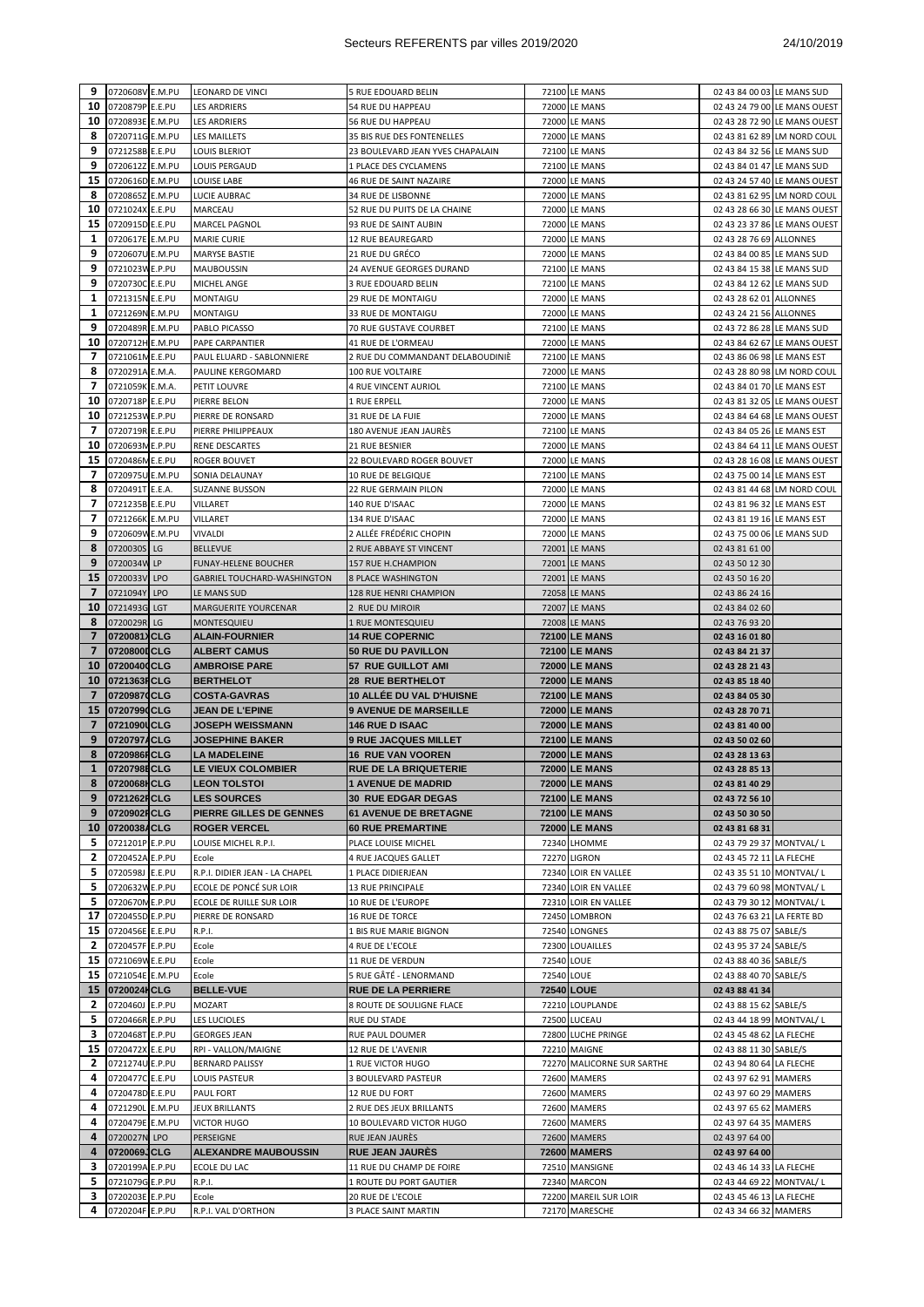| | | | | | | | | |
|---|---|---|---|---|---|---|---|---|
| 9 | 0720608V | E.M.PU | LEONARD DE VINCI | 5 RUE EDOUARD BELIN | 72100 | LE MANS | 02 43 84 00 03 | LE MANS SUD |
| 10 | 0720879P | E.E.PU | LES ARDRIERS | 54 RUE DU HAPPEAU | 72000 | LE MANS | 02 43 24 79 00 | LE MANS OUEST |
| 10 | 0720893E | E.M.PU | LES ARDRIERS | 56 RUE DU HAPPEAU | 72000 | LE MANS | 02 43 28 72 90 | LE MANS OUEST |
| 8 | 0720711G | E.M.PU | LES MAILLETS | 35 BIS RUE DES FONTENELLES | 72000 | LE MANS | 02 43 81 62 89 | LM NORD COUL |
| 9 | 0721258B | E.E.PU | LOUIS BLERIOT | 23 BOULEVARD JEAN YVES CHAPALAIN | 72100 | LE MANS | 02 43 84 32 56 | LE MANS SUD |
| 9 | 0720612Z | E.M.PU | LOUIS PERGAUD | 1 PLACE DES CYCLAMENS | 72100 | LE MANS | 02 43 84 01 47 | LE MANS SUD |
| 15 | 0720616D | E.M.PU | LOUISE LABE | 46 RUE DE SAINT NAZAIRE | 72000 | LE MANS | 02 43 24 57 40 | LE MANS OUEST |
| 8 | 0720865Z | E.M.PU | LUCIE AUBRAC | 34 RUE DE LISBONNE | 72000 | LE MANS | 02 43 81 62 95 | LM NORD COUL |
| 10 | 0721024X | E.E.PU | MARCEAU | 52 RUE DU PUITS DE LA CHAINE | 72000 | LE MANS | 02 43 28 66 30 | LE MANS OUEST |
| 15 | 0720915D | E.E.PU | MARCEL PAGNOL | 93 RUE DE SAINT AUBIN | 72000 | LE MANS | 02 43 23 37 86 | LE MANS OUEST |
| 1 | 0720617E | E.M.PU | MARIE CURIE | 12 RUE BEAUREGARD | 72000 | LE MANS | 02 43 28 76 69 | ALLONNES |
| 9 | 0720607U | E.M.PU | MARYSE BASTIE | 21 RUE DU GRÉCO | 72000 | LE MANS | 02 43 84 00 85 | LE MANS SUD |
| 9 | 0721023W | E.P.PU | MAUBOUSSIN | 24 AVENUE GEORGES DURAND | 72100 | LE MANS | 02 43 84 15 38 | LE MANS SUD |
| 9 | 0720730C | E.E.PU | MICHEL ANGE | 3 RUE EDOUARD BELIN | 72100 | LE MANS | 02 43 84 12 62 | LE MANS SUD |
| 1 | 0721315N | E.E.PU | MONTAIGU | 29 RUE DE MONTAIGU | 72000 | LE MANS | 02 43 28 62 01 | ALLONNES |
| 1 | 0721269N | E.M.PU | MONTAIGU | 33 RUE DE MONTAIGU | 72000 | LE MANS | 02 43 24 21 56 | ALLONNES |
| 9 | 0720489R | E.M.PU | PABLO PICASSO | 70 RUE GUSTAVE COURBET | 72100 | LE MANS | 02 43 72 86 28 | LE MANS SUD |
| 10 | 0720712H | E.M.PU | PAPE CARPANTIER | 41 RUE DE L'ORMEAU | 72000 | LE MANS | 02 43 84 62 67 | LE MANS OUEST |
| 7 | 0721061M | E.E.PU | PAUL ELUARD - SABLONNIERE | 2 RUE DU COMMANDANT DELABOUDINIÈ | 72100 | LE MANS | 02 43 86 06 98 | LE MANS EST |
| 8 | 0720291A | E.M.A. | PAULINE KERGOMARD | 100 RUE VOLTAIRE | 72000 | LE MANS | 02 43 28 80 98 | LM NORD COUL |
| 7 | 0721059K | E.M.A. | PETIT LOUVRE | 4 RUE VINCENT AURIOL | 72100 | LE MANS | 02 43 84 01 70 | LE MANS EST |
| 10 | 0720718P | E.E.PU | PIERRE BELON | 1 RUE ERPELL | 72000 | LE MANS | 02 43 81 32 05 | LE MANS OUEST |
| 10 | 0721253W | E.P.PU | PIERRE DE RONSARD | 31 RUE DE LA FUIE | 72000 | LE MANS | 02 43 84 64 68 | LE MANS OUEST |
| 7 | 0720719R | E.E.PU | PIERRE PHILIPPEAUX | 180 AVENUE JEAN JAURÈS | 72100 | LE MANS | 02 43 84 05 26 | LE MANS EST |
| 10 | 0720693M | E.P.PU | RENE DESCARTES | 21 RUE BESNIER | 72000 | LE MANS | 02 43 84 64 11 | LE MANS OUEST |
| 15 | 0720486M | E.E.PU | ROGER BOUVET | 22 BOULEVARD ROGER BOUVET | 72000 | LE MANS | 02 43 28 16 08 | LE MANS OUEST |
| 7 | 0720975U | E.M.PU | SONIA DELAUNAY | 10 RUE DE BELGIQUE | 72100 | LE MANS | 02 43 75 00 14 | LE MANS EST |
| 8 | 0720491T | E.E.A. | SUZANNE BUSSON | 22 RUE GERMAIN PILON | 72000 | LE MANS | 02 43 81 44 68 | LM NORD COUL |
| 7 | 0721235B | E.E.PU | VILLARET | 140 RUE D'ISAAC | 72000 | LE MANS | 02 43 81 96 32 | LE MANS EST |
| 7 | 0721266K | E.M.PU | VILLARET | 134 RUE D'ISAAC | 72000 | LE MANS | 02 43 81 19 16 | LE MANS EST |
| 9 | 0720609W | E.M.PU | VIVALDI | 2 ALLÉE FRÉDÉRIC CHOPIN | 72000 | LE MANS | 02 43 75 00 06 | LE MANS SUD |
| 8 | 0720030S | LG | BELLEVUE | 2 RUE ABBAYE ST VINCENT | 72001 | LE MANS | 02 43 81 61 00 | |
| 9 | 0720034W | LP | FUNAY-HELENE BOUCHER | 157 RUE H.CHAMPION | 72001 | LE MANS | 02 43 50 12 30 | |
| 15 | 0720033V | LPO | GABRIEL TOUCHARD-WASHINGTON | 8 PLACE WASHINGTON | 72001 | LE MANS | 02 43 50 16 20 | |
| 7 | 0721094Y | LPO | LE MANS SUD | 128 RUE HENRI CHAMPION | 72058 | LE MANS | 02 43 86 24 16 | |
| 10 | 0721493G | LGT | MARGUERITE YOURCENAR | 2 RUE DU MIROIR | 72007 | LE MANS | 02 43 84 02 60 | |
| 8 | 0720029R | LG | MONTESQUIEU | 1 RUE MONTESQUIEU | 72008 | LE MANS | 02 43 76 93 20 | |
| **7** | **0720081J** | **CLG** | **ALAIN-FOURNIER** | **14 RUE COPERNIC** | **72100** | **LE MANS** | **02 43 16 01 80** | |
| **7** | **0720800D** | **CLG** | **ALBERT CAMUS** | **50 RUE DU PAVILLON** | **72100** | **LE MANS** | **02 43 84 21 37** | |
| **10** | **0720040C** | **CLG** | **AMBROISE PARE** | **57 RUE GUILLOT AMI** | **72000** | **LE MANS** | **02 43 28 21 43** | |
| **10** | **0721363R** | **CLG** | **BERTHELOT** | **28 RUE BERTHELOT** | **72000** | **LE MANS** | **02 43 85 18 40** | |
| **7** | **0720987C** | **CLG** | **COSTA-GAVRAS** | **10 ALLÉE DU VAL D'HUISNE** | **72100** | **LE MANS** | **02 43 84 05 30** | |
| **15** | **0720799C** | **CLG** | **JEAN DE L'EPINE** | **9 AVENUE DE MARSEILLE** | **72000** | **LE MANS** | **02 43 28 70 71** | |
| **7** | **0721090U** | **CLG** | **JOSEPH WEISSMANN** | **146 RUE D ISAAC** | **72000** | **LE MANS** | **02 43 81 40 00** | |
| **9** | **0720797A** | **CLG** | **JOSEPHINE BAKER** | **9 RUE JACQUES MILLET** | **72100** | **LE MANS** | **02 43 50 02 60** | |
| **8** | **0720986B** | **CLG** | **LA MADELEINE** | **16 RUE VAN VOOREN** | **72000** | **LE MANS** | **02 43 28 13 63** | |
| **1** | **0720798B** | **CLG** | **LE VIEUX COLOMBIER** | **RUE DE LA BRIQUETERIE** | **72000** | **LE MANS** | **02 43 28 85 13** | |
| **8** | **0720068V** | **CLG** | **LEON TOLSTOI** | **1 AVENUE DE MADRID** | **72000** | **LE MANS** | **02 43 81 40 29** | |
| **9** | **0721262F** | **CLG** | **LES SOURCES** | **30 RUE EDGAR DEGAS** | **72100** | **LE MANS** | **02 43 72 56 10** | |
| **9** | **0720902R** | **CLG** | **PIERRE GILLES DE GENNES** | **61 AVENUE DE BRETAGNE** | **72100** | **LE MANS** | **02 43 50 30 50** | |
| **10** | **0720038A** | **CLG** | **ROGER VERCEL** | **60 RUE PREMARTINE** | **72000** | **LE MANS** | **02 43 81 68 31** | |
| 5 | 0721201P | E.P.PU | LOUISE MICHEL R.P.I. | PLACE LOUISE MICHEL | 72340 | LHOMME | 02 43 79 29 37 | MONTVAL/ L |
| 2 | 0720452A | E.P.PU | Ecole | 4 RUE JACQUES GALLET | 72270 | LIGRON | 02 43 45 72 11 | LA FLECHE |
| 5 | 0720598J | E.E.PU | R.P.I. DIDIER JEAN - LA CHAPEL | 1 PLACE DIDIERJEAN | 72340 | LOIR EN VALLEE | 02 43 35 51 10 | MONTVAL/ L |
| 5 | 0720632W | E.P.PU | ECOLE DE PONCÉ SUR LOIR | 13 RUE PRINCIPALE | 72340 | LOIR EN VALLEE | 02 43 79 60 98 | MONTVAL/ L |
| 5 | 0720670M | E.P.PU | ECOLE DE RUILLE SUR LOIR | 10 RUE DE L'EUROPE | 72310 | LOIR EN VALLEE | 02 43 79 30 12 | MONTVAL/ L |
| 17 | 0720455D | E.P.PU | PIERRE DE RONSARD | 16 RUE DE TORCE | 72450 | LOMBRON | 02 43 76 63 21 | LA FERTE BD |
| 15 | 0720456E | E.E.PU | R.P.I. | 1 BIS RUE MARIE BIGNON | 72540 | LONGNES | 02 43 88 75 07 | SABLE/S |
| 2 | 0720457F | E.P.PU | Ecole | 4 RUE DE L'ECOLE | 72300 | LOUAILLES | 02 43 95 37 24 | SABLE/S |
| 15 | 0721069W | E.E.PU | Ecole | 11 RUE DE VERDUN | 72540 | LOUE | 02 43 88 40 36 | SABLE/S |
| 15 | 0721054E | E.M.PU | Ecole | 5 RUE GÂTÉ - LENORMAND | 72540 | LOUE | 02 43 88 40 70 | SABLE/S |
| **15** | **0720024K** | **CLG** | **BELLE-VUE** | **RUE DE LA PERRIERE** | **72540** | **LOUE** | **02 43 88 41 34** | |
| 2 | 0720460J | E.P.PU | MOZART | 8 ROUTE DE SOULIGNE FLACE | 72210 | LOUPLANDE | 02 43 88 15 62 | SABLE/S |
| 5 | 0720466R | E.P.PU | LES LUCIOLES | RUE DU STADE | 72500 | LUCEAU | 02 43 44 18 99 | MONTVAL/ L |
| 3 | 0720468T | E.P.PU | GEORGES JEAN | RUE PAUL DOUMER | 72800 | LUCHE PRINGE | 02 43 45 48 62 | LA FLECHE |
| 15 | 0720472X | E.E.PU | RPI - VALLON/MAIGNE | 12 RUE DE L'AVENIR | 72210 | MAIGNE | 02 43 88 11 30 | SABLE/S |
| 2 | 0721274U | E.P.PU | BERNARD PALISSY | 1 RUE VICTOR HUGO | 72270 | MALICORNE SUR SARTHE | 02 43 94 80 64 | LA FLECHE |
| 4 | 0720477C | E.E.PU | LOUIS PASTEUR | 3 BOULEVARD PASTEUR | 72600 | MAMERS | 02 43 97 62 91 | MAMERS |
| 4 | 0720478D | E.E.PU | PAUL FORT | 12 RUE DU FORT | 72600 | MAMERS | 02 43 97 60 29 | MAMERS |
| 4 | 0721290L | E.M.PU | JEUX BRILLANTS | 2 RUE DES JEUX BRILLANTS | 72600 | MAMERS | 02 43 97 65 62 | MAMERS |
| 4 | 0720479E | E.M.PU | VICTOR HUGO | 10 BOULEVARD VICTOR HUGO | 72600 | MAMERS | 02 43 97 64 35 | MAMERS |
| 4 | 0720027N | LPO | PERSEIGNE | RUE JEAN JAURÈS | 72600 | MAMERS | 02 43 97 64 00 | |
| **4** | **0720069J** | **CLG** | **ALEXANDRE MAUBOUSSIN** | **RUE JEAN JAURÈS** | **72600** | **MAMERS** | **02 43 97 64 00** | |
| 3 | 0720199A | E.P.PU | ECOLE DU LAC | 11 RUE DU CHAMP DE FOIRE | 72510 | MANSIGNE | 02 43 46 14 33 | LA FLECHE |
| 5 | 0721079G | E.P.PU | R.P.I. | 1 ROUTE DU PORT GAUTIER | 72340 | MARCON | 02 43 44 69 22 | MONTVAL/ L |
| 3 | 0720203E | E.P.PU | Ecole | 20 RUE DE L'ECOLE | 72200 | MAREIL SUR LOIR | 02 43 45 46 13 | LA FLECHE |
| 4 | 0720204F | E.P.PU | R.P.I. VAL D'ORTHON | 3 PLACE SAINT MARTIN | 72170 | MARESCHE | 02 43 34 66 32 | MAMERS |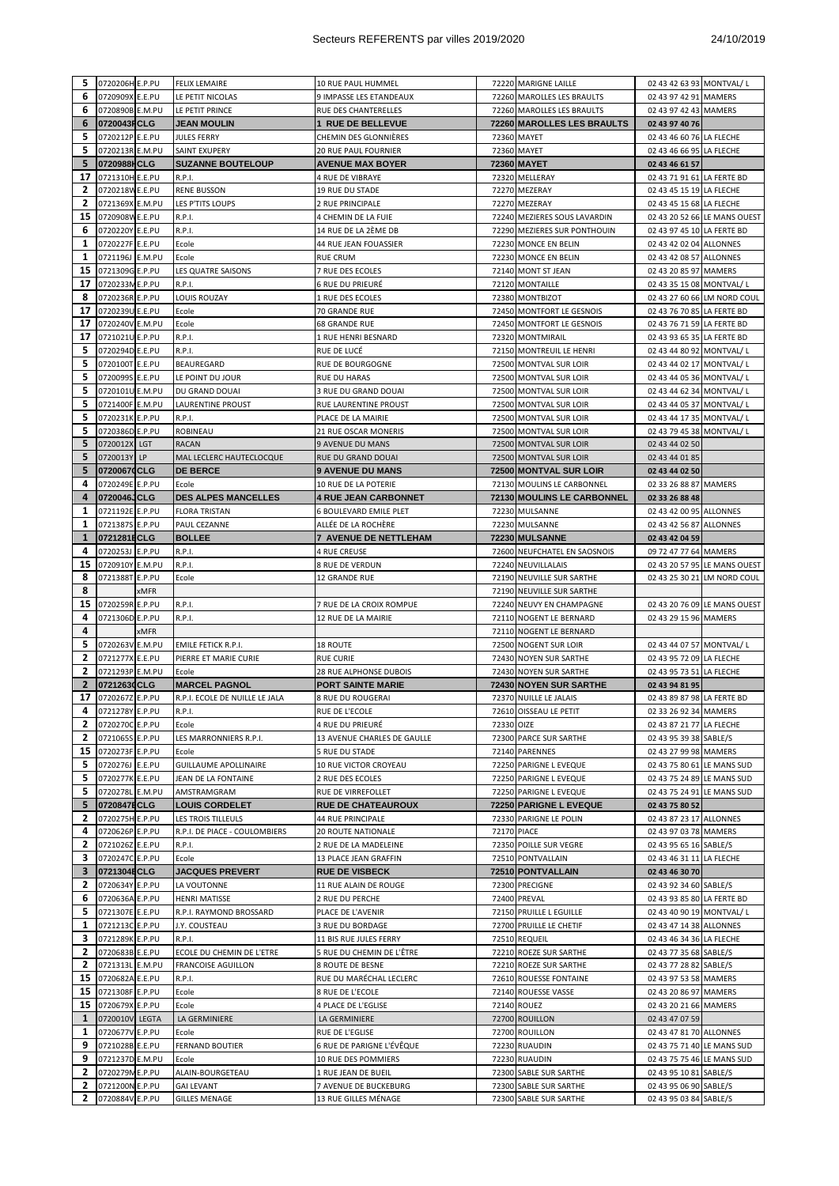| | | | | | | | | |
|---|---|---|---|---|---|---|---|---|
| 5 | 0720206H | E.P.PU | FELIX LEMAIRE | 10 RUE PAUL HUMMEL | 72220 | MARIGNE LAILLE | 02 43 42 63 93 | MONTVAL/ L |
| 6 | 0720909X | E.E.PU | LE PETIT NICOLAS | 9 IMPASSE LES ETANDEAUX | 72260 | MAROLLES LES BRAULTS | 02 43 97 42 91 | MAMERS |
| 6 | 0720890B | E.M.PU | LE PETIT PRINCE | RUE DES CHANTERELLES | 72260 | MAROLLES LES BRAULTS | 02 43 97 42 43 | MAMERS |
| **6** | **0720043F** | **CLG** | **JEAN MOULIN** | **1 RUE DE BELLEVUE** | **72260** | **MAROLLES LES BRAULTS** | **02 43 97 40 76** | |
| 5 | 0720212P | E.E.PU | JULES FERRY | CHEMIN DES GLONNIÈRES | 72360 | MAYET | 02 43 46 60 76 | LA FLECHE |
| 5 | 0720213R | E.M.PU | SAINT EXUPERY | 20 RUE PAUL FOURNIER | 72360 | MAYET | 02 43 46 66 95 | LA FLECHE |
| **5** | **0720988H** | **CLG** | **SUZANNE BOUTELOUP** | **AVENUE MAX BOYER** | **72360** | **MAYET** | **02 43 46 61 57** | |
| 17 | 0721310H | E.P.PU | R.P.I. | 4 RUE DE VIBRAYE | 72320 | MELLERAY | 02 43 71 91 61 | LA FERTE BD |
| 2 | 0720218W | E.E.PU | RENE BUSSON | 19 RUE DU STADE | 72270 | MEZERAY | 02 43 45 15 19 | LA FLECHE |
| 2 | 0721369X | E.M.PU | LES P'TITS LOUPS | 2 RUE PRINCIPALE | 72270 | MEZERAY | 02 43 45 15 68 | LA FLECHE |
| 15 | 0720908W | E.E.PU | R.P.I. | 4 CHEMIN DE LA FUIE | 72240 | MEZIERES SOUS LAVARDIN | 02 43 20 52 66 | LE MANS OUEST |
| 6 | 0720220Y | E.E.PU | R.P.I. | 14 RUE DE LA 2ÈME DB | 72290 | MEZIERES SUR PONTHOUIN | 02 43 97 45 10 | LA FERTE BD |
| 1 | 0720227F | E.E.PU | Ecole | 44 RUE JEAN FOUASSIER | 72230 | MONCE EN BELIN | 02 43 42 02 04 | ALLONNES |
| 1 | 0721196J | E.M.PU | Ecole | RUE CRUM | 72230 | MONCE EN BELIN | 02 43 42 08 57 | ALLONNES |
| 15 | 0721309G | E.P.PU | LES QUATRE SAISONS | 7 RUE DES ECOLES | 72140 | MONT ST JEAN | 02 43 20 85 97 | MAMERS |
| 17 | 0720233M | E.P.PU | R.P.I. | 6 RUE DU PRIEURÉ | 72120 | MONTAILLE | 02 43 35 15 08 | MONTVAL/ L |
| 8 | 0720236R | E.P.PU | LOUIS ROUZAY | 1 RUE DES ECOLES | 72380 | MONTBIZOT | 02 43 27 60 66 | LM NORD COUL |
| 17 | 0720239U | E.E.PU | Ecole | 70 GRANDE RUE | 72450 | MONTFORT LE GESNOIS | 02 43 76 70 85 | LA FERTE BD |
| 17 | 0720240V | E.M.PU | Ecole | 68 GRANDE RUE | 72450 | MONTFORT LE GESNOIS | 02 43 76 71 59 | LA FERTE BD |
| 17 | 0721021U | E.P.PU | R.P.I. | 1 RUE HENRI BESNARD | 72320 | MONTMIRAIL | 02 43 93 65 35 | LA FERTE BD |
| 5 | 0720294D | E.E.PU | R.P.I. | RUE DE LUCÉ | 72150 | MONTREUIL LE HENRI | 02 43 44 80 92 | MONTVAL/ L |
| 5 | 0720100T | E.E.PU | BEAUREGARD | RUE DE BOURGOGNE | 72500 | MONTVAL SUR LOIR | 02 43 44 02 17 | MONTVAL/ L |
| 5 | 0720099S | E.E.PU | LE POINT DU JOUR | RUE DU HARAS | 72500 | MONTVAL SUR LOIR | 02 43 44 05 36 | MONTVAL/ L |
| 5 | 0720101U | E.M.PU | DU GRAND DOUAI | 3 RUE DU GRAND DOUAI | 72500 | MONTVAL SUR LOIR | 02 43 44 62 34 | MONTVAL/ L |
| 5 | 0721400F | E.M.PU | LAURENTINE PROUST | RUE LAURENTINE PROUST | 72500 | MONTVAL SUR LOIR | 02 43 44 05 37 | MONTVAL/ L |
| 5 | 0720231K | E.P.PU | R.P.I. | PLACE DE LA MAIRIE | 72500 | MONTVAL SUR LOIR | 02 43 44 17 35 | MONTVAL/ L |
| 5 | 0720386D | E.P.PU | ROBINEAU | 21 RUE OSCAR MONERIS | 72500 | MONTVAL SUR LOIR | 02 43 79 45 38 | MONTVAL/ L |
| 5 | 0720012X | LGT | RACAN | 9 AVENUE DU MANS | 72500 | MONTVAL SUR LOIR | 02 43 44 02 50 | |
| 5 | 0720013Y | LP | MAL LECLERC HAUTECLOCQUE | RUE DU GRAND DOUAI | 72500 | MONTVAL SUR LOIR | 02 43 44 01 85 | |
| **5** | **0720067G** | **CLG** | **DE BERCE** | **9 AVENUE DU MANS** | **72500** | **MONTVAL SUR LOIR** | **02 43 44 02 50** | |
| 4 | 0720249E | E.P.PU | Ecole | 10 RUE DE LA POTERIE | 72130 | MOULINS LE CARBONNEL | 02 33 26 88 87 | MAMERS |
| **4** | **0720046J** | **CLG** | **DES ALPES MANCELLES** | **4 RUE JEAN CARBONNET** | **72130** | **MOULINS LE CARBONNEL** | **02 33 26 88 48** | |
| 1 | 0721192E | E.P.PU | FLORA TRISTAN | 6 BOULEVARD EMILE PLET | 72230 | MULSANNE | 02 43 42 00 95 | ALLONNES |
| 1 | 0721387S | E.P.PU | PAUL CEZANNE | ALLÉE DE LA ROCHÈRE | 72230 | MULSANNE | 02 43 42 56 87 | ALLONNES |
| **1** | **0721281B** | **CLG** | **BOLLEE** | **7 AVENUE DE NETTLEHAM** | **72230** | **MULSANNE** | **02 43 42 04 59** | |
| 4 | 0720253J | E.P.PU | R.P.I. | 4 RUE CREUSE | 72600 | NEUFCHATEL EN SAOSNOIS | 09 72 47 77 64 | MAMERS |
| 15 | 0720910Y | E.M.PU | R.P.I. | 8 RUE DE VERDUN | 72240 | NEUVILLALAIS | 02 43 20 57 95 | LE MANS OUEST |
| 8 | 0721388T | E.P.PU | Ecole | 12 GRANDE RUE | 72190 | NEUVILLE SUR SARTHE | 02 43 25 30 21 | LM NORD COUL |
| 8 | | xMFR | | | 72190 | NEUVILLE SUR SARTHE | | |
| 15 | 0720259R | E.P.PU | R.P.I. | 7 RUE DE LA CROIX ROMPUE | 72240 | NEUVY EN CHAMPAGNE | 02 43 20 76 09 | LE MANS OUEST |
| 4 | 0721306D | E.P.PU | R.P.I. | 12 RUE DE LA MAIRIE | 72110 | NOGENT LE BERNARD | 02 43 29 15 96 | MAMERS |
| 4 | | xMFR | | | 72110 | NOGENT LE BERNARD | | |
| 5 | 0720263V | E.M.PU | EMILE FETICK R.P.I. | 18 ROUTE | 72500 | NOGENT SUR LOIR | 02 43 44 07 57 | MONTVAL/ L |
| 2 | 0721277X | E.E.PU | PIERRE ET MARIE CURIE | RUE CURIE | 72430 | NOYEN SUR SARTHE | 02 43 95 72 09 | LA FLECHE |
| 2 | 0721293P | E.M.PU | Ecole | 28 RUE ALPHONSE DUBOIS | 72430 | NOYEN SUR SARTHE | 02 43 95 73 51 | LA FLECHE |
| **2** | **0721263G** | **CLG** | **MARCEL PAGNOL** | **PORT SAINTE MARIE** | **72430** | **NOYEN SUR SARTHE** | **02 43 94 81 95** | |
| 17 | 0720267Z | E.P.PU | R.P.I. ECOLE DE NUILLE LE JALA | 8 RUE DU ROUGERAI | 72370 | NUILLE LE JALAIS | 02 43 89 87 98 | LA FERTE BD |
| 4 | 0721278Y | E.P.PU | R.P.I. | RUE DE L'ECOLE | 72610 | OISSEAU LE PETIT | 02 33 26 92 34 | MAMERS |
| 2 | 0720270C | E.P.PU | Ecole | 4 RUE DU PRIEURÉ | 72330 | OIZE | 02 43 87 21 77 | LA FLECHE |
| 2 | 0721065S | E.P.PU | LES MARRONNIERS R.P.I. | 13 AVENUE CHARLES DE GAULLE | 72300 | PARCE SUR SARTHE | 02 43 95 39 38 | SABLE/S |
| 15 | 0720273F | E.P.PU | Ecole | 5 RUE DU STADE | 72140 | PARENNES | 02 43 27 99 98 | MAMERS |
| 5 | 0720276J | E.E.PU | GUILLAUME APOLLINAIRE | 10 RUE VICTOR CROYEAU | 72250 | PARIGNE L EVEQUE | 02 43 75 80 61 | LE MANS SUD |
| 5 | 0720277K | E.E.PU | JEAN DE LA FONTAINE | 2 RUE DES ECOLES | 72250 | PARIGNE L EVEQUE | 02 43 75 24 89 | LE MANS SUD |
| 5 | 0720278L | E.M.PU | AMSTRAMGRAM | RUE DE VIRREFOLLET | 72250 | PARIGNE L EVEQUE | 02 43 75 24 91 | LE MANS SUD |
| **5** | **0720847E** | **CLG** | **LOUIS CORDELET** | **RUE DE CHATEAUROUX** | **72250** | **PARIGNE L EVEQUE** | **02 43 75 80 52** | |
| 2 | 0720275H | E.P.PU | LES TROIS TILLEULS | 44 RUE PRINCIPALE | 72330 | PARIGNE LE POLIN | 02 43 87 23 17 | ALLONNES |
| 4 | 0720626P | E.P.PU | R.P.I. DE PIACE - COULOMBIERS | 20 ROUTE NATIONALE | 72170 | PIACE | 02 43 97 03 78 | MAMERS |
| 2 | 0721026Z | E.E.PU | R.P.I. | 2 RUE DE LA MADELEINE | 72350 | POILLE SUR VEGRE | 02 43 95 65 16 | SABLE/S |
| 3 | 0720247C | E.P.PU | Ecole | 13 PLACE JEAN GRAFFIN | 72510 | PONTVALLAIN | 02 43 46 31 11 | LA FLECHE |
| **3** | **0721304B** | **CLG** | **JACQUES PREVERT** | **RUE DE VISBECK** | **72510** | **PONTVALLAIN** | **02 43 46 30 70** | |
| 2 | 0720634Y | E.P.PU | LA VOUTONNE | 11 RUE ALAIN DE ROUGE | 72300 | PRECIGNE | 02 43 92 34 60 | SABLE/S |
| 6 | 0720636A | E.P.PU | HENRI MATISSE | 2 RUE DU PERCHE | 72400 | PREVAL | 02 43 93 85 80 | LA FERTE BD |
| 5 | 0721307E | E.E.PU | R.P.I. RAYMOND BROSSARD | PLACE DE L'AVENIR | 72150 | PRUILLE L EGUILLE | 02 43 40 90 19 | MONTVAL/ L |
| 1 | 0721213C | E.P.PU | J.Y. COUSTEAU | 3 RUE DU BORDAGE | 72700 | PRUILLE LE CHETIF | 02 43 47 14 38 | ALLONNES |
| 3 | 0721289K | E.P.PU | R.P.I. | 11 BIS RUE JULES FERRY | 72510 | REQUEIL | 02 43 46 34 36 | LA FLECHE |
| 2 | 0720683B | E.E.PU | ECOLE DU CHEMIN DE L'ETRE | 5 RUE DU CHEMIN DE L'ÊTRE | 72210 | ROEZE SUR SARTHE | 02 43 77 35 68 | SABLE/S |
| 2 | 0721313L | E.M.PU | FRANCOISE AGUILLON | 8 ROUTE DE BESNE | 72210 | ROEZE SUR SARTHE | 02 43 77 28 82 | SABLE/S |
| 15 | 0720682A | E.E.PU | R.P.I. | RUE DU MARÉCHAL LECLERC | 72610 | ROUESSE FONTAINE | 02 43 97 53 58 | MAMERS |
| 15 | 0721308F | E.P.PU | Ecole | 8 RUE DE L'ECOLE | 72140 | ROUESSE VASSE | 02 43 20 86 97 | MAMERS |
| 15 | 0720679X | E.P.PU | Ecole | 4 PLACE DE L'EGLISE | 72140 | ROUEZ | 02 43 20 21 66 | MAMERS |
| 1 | 0720010V | LEGTA | LA GERMINIERE | LA GERMINIERE | 72700 | ROUILLON | 02 43 47 07 59 | |
| 1 | 0720677V | E.P.PU | Ecole | RUE DE L'EGLISE | 72700 | ROUILLON | 02 43 47 81 70 | ALLONNES |
| 9 | 0721028B | E.E.PU | FERNAND BOUTIER | 6 RUE DE PARIGNE L'ÉVÊQUE | 72230 | RUAUDIN | 02 43 75 71 40 | LE MANS SUD |
| 9 | 0721237D | E.M.PU | Ecole | 10 RUE DES POMMIERS | 72230 | RUAUDIN | 02 43 75 75 46 | LE MANS SUD |
| 2 | 0720279M | E.P.PU | ALAIN-BOURGETEAU | 1 RUE JEAN DE BUEIL | 72300 | SABLE SUR SARTHE | 02 43 95 10 81 | SABLE/S |
| 2 | 0721200N | E.P.PU | GAI LEVANT | 7 AVENUE DE BUCKEBURG | 72300 | SABLE SUR SARTHE | 02 43 95 06 90 | SABLE/S |
| 2 | 0720884V | E.P.PU | GILLES MENAGE | 13 RUE GILLES MÉNAGE | 72300 | SABLE SUR SARTHE | 02 43 95 03 84 | SABLE/S |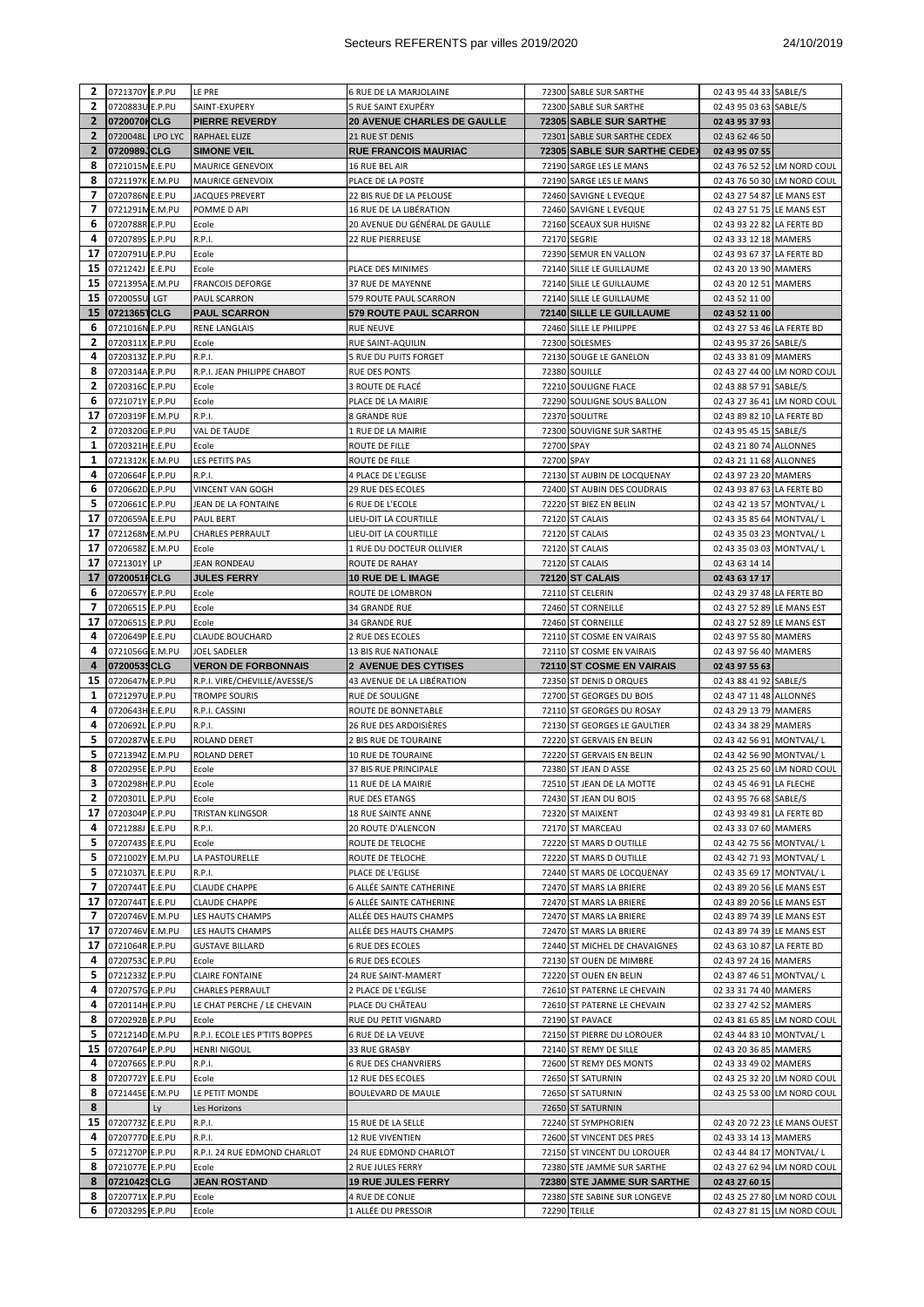| | | | | | | | | |
|---|---|---|---|---|---|---|---|---|
| 2 | 0721370Y | E.P.PU | LE PRE | 6 RUE DE LA MARJOLAINE | 72300 | SABLE SUR SARTHE | 02 43 95 44 33 | SABLE/S |
| 2 | 0720883U | E.P.PU | SAINT-EXUPERY | 5 RUE SAINT EXUPÉRY | 72300 | SABLE SUR SARTHE | 02 43 95 03 63 | SABLE/S |
| **2** | **0720070K** | **CLG** | **PIERRE REVERDY** | **20 AVENUE CHARLES DE GAULLE** | **72305** | **SABLE SUR SARTHE** | **02 43 95 37 93** | |
| 2 | 0720048L | LPO LYC | RAPHAEL ELIZE | 21 RUE ST DENIS | 72301 | SABLE SUR SARTHE CEDEX | 02 43 62 46 50 | |
| **2** | **0720989J** | **CLG** | **SIMONE VEIL** | **RUE FRANCOIS MAURIAC** | **72305** | **SABLE SUR SARTHE CEDEX** | **02 43 95 07 55** | |
| 8 | 0721015M | E.E.PU | MAURICE GENEVOIX | 16 RUE BEL AIR | 72190 | SARGE LES LE MANS | 02 43 76 52 52 | LM NORD COUL |
| 8 | 0721197K | E.M.PU | MAURICE GENEVOIX | PLACE DE LA POSTE | 72190 | SARGE LES LE MANS | 02 43 76 50 30 | LM NORD COUL |
| 7 | 0720786N | E.E.PU | JACQUES PREVERT | 22 BIS RUE DE LA PELOUSE | 72460 | SAVIGNE L EVEQUE | 02 43 27 54 87 | LE MANS EST |
| 7 | 0721291M | E.M.PU | POMME D API | 16 RUE DE LA LIBÉRATION | 72460 | SAVIGNE L EVEQUE | 02 43 27 51 75 | LE MANS EST |
| 6 | 0720788R | E.P.PU | Ecole | 20 AVENUE DU GÉNÉRAL DE GAULLE | 72160 | SCEAUX SUR HUISNE | 02 43 93 22 82 | LA FERTE BD |
| 4 | 0720789S | E.P.PU | R.P.I. | 22 RUE PIERREUSE | 72170 | SEGRIE | 02 43 33 12 18 | MAMERS |
| 17 | 0720791U | E.P.PU | Ecole | | 72390 | SEMUR EN VALLON | 02 43 93 67 37 | LA FERTE BD |
| 15 | 0721242J | E.E.PU | Ecole | PLACE DES MINIMES | 72140 | SILLE LE GUILLAUME | 02 43 20 13 90 | MAMERS |
| 15 | 0721395A | E.M.PU | FRANCOIS DEFORGE | 37 RUE DE MAYENNE | 72140 | SILLE LE GUILLAUME | 02 43 20 12 51 | MAMERS |
| 15 | 0720055U | LGT | PAUL SCARRON | 579 ROUTE PAUL SCARRON | 72140 | SILLE LE GUILLAUME | 02 43 52 11 00 | |
| **15** | **0721365T** | **CLG** | **PAUL SCARRON** | **579 ROUTE PAUL SCARRON** | **72140** | **SILLE LE GUILLAUME** | **02 43 52 11 00** | |
| 6 | 0721016N | E.P.PU | RENE LANGLAIS | RUE NEUVE | 72460 | SILLE LE PHILIPPE | 02 43 27 53 46 | LA FERTE BD |
| 2 | 0720311X | E.P.PU | Ecole | RUE SAINT-AQUILIN | 72300 | SOLESMES | 02 43 95 37 26 | SABLE/S |
| 4 | 0720313Z | E.P.PU | R.P.I. | 5 RUE DU PUITS FORGET | 72130 | SOUGE LE GANELON | 02 43 33 81 09 | MAMERS |
| 8 | 0720314A | E.P.PU | R.P.I. JEAN PHILIPPE CHABOT | RUE DES PONTS | 72380 | SOUILLE | 02 43 27 44 00 | LM NORD COUL |
| 2 | 0720316C | E.P.PU | Ecole | 3 ROUTE DE FLACÉ | 72210 | SOULIGNE FLACE | 02 43 88 57 91 | SABLE/S |
| 6 | 0721071Y | E.P.PU | Ecole | PLACE DE LA MAIRIE | 72290 | SOULIGNE SOUS BALLON | 02 43 27 36 41 | LM NORD COUL |
| 17 | 0720319F | E.M.PU | R.P.I. | 8 GRANDE RUE | 72370 | SOULITRE | 02 43 89 82 10 | LA FERTE BD |
| 2 | 0720320G | E.P.PU | VAL DE TAUDE | 1 RUE DE LA MAIRIE | 72300 | SOUVIGNE SUR SARTHE | 02 43 95 45 15 | SABLE/S |
| 1 | 0720321H | E.E.PU | Ecole | ROUTE DE FILLE | 72700 | SPAY | 02 43 21 80 74 | ALLONNES |
| 1 | 0721312K | E.M.PU | LES PETITS PAS | ROUTE DE FILLE | 72700 | SPAY | 02 43 21 11 68 | ALLONNES |
| 4 | 0720664F | E.P.PU | R.P.I. | 4 PLACE DE L'EGLISE | 72130 | ST AUBIN DE LOCQUENAY | 02 43 97 23 20 | MAMERS |
| 6 | 0720662D | E.P.PU | VINCENT VAN GOGH | 29 RUE DES ECOLES | 72400 | ST AUBIN DES COUDRAIS | 02 43 93 87 63 | LA FERTE BD |
| 5 | 0720661C | E.P.PU | JEAN DE LA FONTAINE | 6 RUE DE L'ECOLE | 72220 | ST BIEZ EN BELIN | 02 43 42 13 57 | MONTVAL/ L |
| 17 | 0720659A | E.E.PU | PAUL BERT | LIEU-DIT LA COURTILLE | 72120 | ST CALAIS | 02 43 35 85 64 | MONTVAL/ L |
| 17 | 0721268M | E.M.PU | CHARLES PERRAULT | LIEU-DIT LA COURTILLE | 72120 | ST CALAIS | 02 43 35 03 23 | MONTVAL/ L |
| 17 | 0720658Z | E.M.PU | Ecole | 1 RUE DU DOCTEUR OLLIVIER | 72120 | ST CALAIS | 02 43 35 03 03 | MONTVAL/ L |
| 17 | 0721301Y | LP | JEAN RONDEAU | ROUTE DE RAHAY | 72120 | ST CALAIS | 02 43 63 14 14 | |
| **17** | **0720051F** | **CLG** | **JULES FERRY** | **10 RUE DE L IMAGE** | **72120** | **ST CALAIS** | **02 43 63 17 17** | |
| 6 | 0720657Y | E.P.PU | Ecole | ROUTE DE LOMBRON | 72110 | ST CELERIN | 02 43 29 37 48 | LA FERTE BD |
| 7 | 0720651S | E.P.PU | Ecole | 34 GRANDE RUE | 72460 | ST CORNEILLE | 02 43 27 52 89 | LE MANS EST |
| 17 | 0720651S | E.P.PU | Ecole | 34 GRANDE RUE | 72460 | ST CORNEILLE | 02 43 27 52 89 | LE MANS EST |
| 4 | 0720649P | E.E.PU | CLAUDE BOUCHARD | 2 RUE DES ECOLES | 72110 | ST COSME EN VAIRAIS | 02 43 97 55 80 | MAMERS |
| 4 | 0721056G | E.M.PU | JOEL SADELER | 13 BIS RUE NATIONALE | 72110 | ST COSME EN VAIRAIS | 02 43 97 56 40 | MAMERS |
| **4** | **0720053S** | **CLG** | **VERON DE FORBONNAIS** | **2 AVENUE DES CYTISES** | **72110** | **ST COSME EN VAIRAIS** | **02 43 97 55 63** | |
| 15 | 0720647M | E.P.PU | R.P.I. VIRE/CHEVILLE/AVESSE/S | 43 AVENUE DE LA LIBÉRATION | 72350 | ST DENIS D ORQUES | 02 43 88 41 92 | SABLE/S |
| 1 | 0721297U | E.P.PU | TROMPE SOURIS | RUE DE SOULIGNE | 72700 | ST GEORGES DU BOIS | 02 43 47 11 48 | ALLONNES |
| 4 | 0720643H | E.P.PU | R.P.I. CASSINI | ROUTE DE BONNETABLE | 72110 | ST GEORGES DU ROSAY | 02 43 29 13 79 | MAMERS |
| 4 | 0720692L | E.P.PU | R.P.I. | 26 RUE DES ARDOISIÈRES | 72130 | ST GEORGES LE GAULTIER | 02 43 34 38 29 | MAMERS |
| 5 | 0720287W | E.E.PU | ROLAND DERET | 2 BIS RUE DE TOURAINE | 72220 | ST GERVAIS EN BELIN | 02 43 42 56 91 | MONTVAL/ L |
| 5 | 0721394Z | E.M.PU | ROLAND DERET | 10 RUE DE TOURAINE | 72220 | ST GERVAIS EN BELIN | 02 43 42 56 90 | MONTVAL/ L |
| 8 | 0720295E | E.P.PU | Ecole | 37 BIS RUE PRINCIPALE | 72380 | ST JEAN D ASSE | 02 43 25 25 60 | LM NORD COUL |
| 3 | 0720298H | E.P.PU | Ecole | 11 RUE DE LA MAIRIE | 72510 | ST JEAN DE LA MOTTE | 02 43 45 46 91 | LA FLECHE |
| 2 | 0720301L | E.P.PU | Ecole | RUE DES ETANGS | 72430 | ST JEAN DU BOIS | 02 43 95 76 68 | SABLE/S |
| 17 | 0720304P | E.P.PU | TRISTAN KLINGSOR | 18 RUE SAINTE ANNE | 72320 | ST MAIXENT | 02 43 93 49 81 | LA FERTE BD |
| 4 | 0721288J | E.E.PU | R.P.I. | 20 ROUTE D'ALENCON | 72170 | ST MARCEAU | 02 43 33 07 60 | MAMERS |
| 5 | 0720743S | E.E.PU | Ecole | ROUTE DE TELOCHE | 72220 | ST MARS D OUTILLE | 02 43 42 75 56 | MONTVAL/ L |
| 5 | 0721002Y | E.M.PU | LA PASTOURELLE | ROUTE DE TELOCHE | 72220 | ST MARS D OUTILLE | 02 43 42 71 93 | MONTVAL/ L |
| 5 | 0721037L | E.E.PU | R.P.I. | PLACE DE L'EGLISE | 72440 | ST MARS DE LOCQUENAY | 02 43 35 69 17 | MONTVAL/ L |
| 7 | 0720744T | E.E.PU | CLAUDE CHAPPE | 6 ALLÉE SAINTE CATHERINE | 72470 | ST MARS LA BRIERE | 02 43 89 20 56 | LE MANS EST |
| 17 | 0720744T | E.E.PU | CLAUDE CHAPPE | 6 ALLÉE SAINTE CATHERINE | 72470 | ST MARS LA BRIERE | 02 43 89 20 56 | LE MANS EST |
| 7 | 0720746V | E.M.PU | LES HAUTS CHAMPS | ALLÉE DES HAUTS CHAMPS | 72470 | ST MARS LA BRIERE | 02 43 89 74 39 | LE MANS EST |
| 17 | 0720746V | E.M.PU | LES HAUTS CHAMPS | ALLÉE DES HAUTS CHAMPS | 72470 | ST MARS LA BRIERE | 02 43 89 74 39 | LE MANS EST |
| 17 | 0721064R | E.P.PU | GUSTAVE BILLARD | 6 RUE DES ECOLES | 72440 | ST MICHEL DE CHAVAIGNES | 02 43 63 10 87 | LA FERTE BD |
| 4 | 0720753C | E.P.PU | Ecole | 6 RUE DES ECOLES | 72130 | ST OUEN DE MIMBRE | 02 43 97 24 16 | MAMERS |
| 5 | 0721233Z | E.P.PU | CLAIRE FONTAINE | 24 RUE SAINT-MAMERT | 72220 | ST OUEN EN BELIN | 02 43 87 46 51 | MONTVAL/ L |
| 4 | 0720757G | E.P.PU | CHARLES PERRAULT | 2 PLACE DE L'EGLISE | 72610 | ST PATERNE LE CHEVAIN | 02 33 31 74 40 | MAMERS |
| 4 | 0720114H | E.P.PU | LE CHAT PERCHE / LE CHEVAIN | PLACE DU CHÂTEAU | 72610 | ST PATERNE LE CHEVAIN | 02 33 27 42 52 | MAMERS |
| 8 | 0720292B | E.P.PU | Ecole | RUE DU PETIT VIGNARD | 72190 | ST PAVACE | 02 43 81 65 85 | LM NORD COUL |
| 5 | 0721214D | E.M.PU | R.P.I. ECOLE LES P'TITS BOPPES | 6 RUE DE LA VEUVE | 72150 | ST PIERRE DU LOROUER | 02 43 44 83 10 | MONTVAL/ L |
| 15 | 0720764P | E.P.PU | HENRI NIGOUL | 33 RUE GRASBY | 72140 | ST REMY DE SILLE | 02 43 20 36 85 | MAMERS |
| 4 | 0720766S | E.P.PU | R.P.I. | 6 RUE DES CHANVRIERS | 72600 | ST REMY DES MONTS | 02 43 33 49 02 | MAMERS |
| 8 | 0720772Y | E.E.PU | Ecole | 12 RUE DES ECOLES | 72650 | ST SATURNIN | 02 43 25 32 20 | LM NORD COUL |
| 8 | 0721445E | E.M.PU | LE PETIT MONDE | BOULEVARD DE MAULE | 72650 | ST SATURNIN | 02 43 25 53 00 | LM NORD COUL |
| 8 | | Ly | Les Horizons | | 72650 | ST SATURNIN | | |
| 15 | 0720773Z | E.E.PU | R.P.I. | 15 RUE DE LA SELLE | 72240 | ST SYMPHORIEN | 02 43 20 72 23 | LE MANS OUEST |
| 4 | 0720777D | E.E.PU | R.P.I. | 12 RUE VIVENTIEN | 72600 | ST VINCENT DES PRES | 02 43 33 14 13 | MAMERS |
| 5 | 0721270P | E.P.PU | R.P.I. 24 RUE EDMOND CHARLOT | 24 RUE EDMOND CHARLOT | 72150 | ST VINCENT DU LOROUER | 02 43 44 84 17 | MONTVAL/ L |
| 8 | 0721077E | E.P.PU | Ecole | 2 RUE JULES FERRY | 72380 | STE JAMME SUR SARTHE | 02 43 27 62 94 | LM NORD COUL |
| **8** | **0721042S** | **CLG** | **JEAN ROSTAND** | **19 RUE JULES FERRY** | **72380** | **STE JAMME SUR SARTHE** | **02 43 27 60 15** | |
| 8 | 0720771X | E.P.PU | Ecole | 4 RUE DE CONLIE | 72380 | STE SABINE SUR LONGEVE | 02 43 25 27 80 | LM NORD COUL |
| 6 | 0720329S | E.P.PU | Ecole | 1 ALLÉE DU PRESSOIR | 72290 | TEILLE | 02 43 27 81 15 | LM NORD COUL |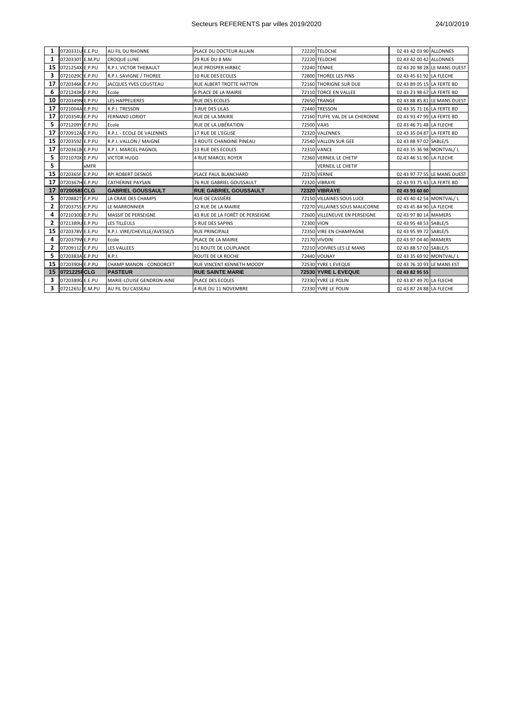| | | | | | | | | |
|---|---|---|---|---|---|---|---|---|
| 1 | 0720331U | E.E.PU | AU FIL DU RHONNE | PLACE DU DOCTEUR ALLAIN | 72220 | TELOCHE | 02 43 42 03 90 | ALLONNES |
| 1 | 0720330T | E.M.PU | CROQUE LUNE | 29 RUE DU 8 MAI | 72220 | TELOCHE | 02 43 42 00 42 | ALLONNES |
| 15 | 0721254X | E.P.PU | R.P.I. VICTOR THEBAULT | RUE PROSPER HIRBEC | 72240 | TENNIE | 02 43 20 98 28 | LE MANS OUEST |
| 3 | 0721029C | E.P.PU | R.P.I. SAVIGNE / THOREE | 10 RUE DES ECOLES | 72800 | THOREE LES PINS | 02 43 45 61 92 | LA FLECHE |
| 17 | 0720346K | E.P.PU | JACQUES YVES COUSTEAU | RUE ALBERT TROTTE HATTON | 72160 | THORIGNE SUR DUE | 02 43 89 05 15 | LA FERTE BD |
| 6 | 0721243K | E.P.PU | Ecole | 6 PLACE DE LA MAIRIE | 72110 | TORCE EN VALLEE | 02 43 23 98 67 | LA FERTE BD |
| 10 | 0720349N | E.P.PU | LES HAPPELIERES | RUE DES ECOLES | 72650 | TRANGE | 02 43 88 85 81 | LE MANS OUEST |
| 17 | 0721004A | E.P.PU | R.P.I. TRESSON | 3 RUE DES LILAS | 72440 | TRESSON | 02 43 35 71 16 | LA FERTE BD |
| 17 | 0720354U | E.P.PU | FERNAND LORIOT | RUE DE LA MAIRIE | 72160 | TUFFE VAL DE LA CHERONNE | 02 43 93 47 99 | LA FERTE BD |
| 5 | 0721209Y | E.P.PU | Ecole | RUE DE LA LIBÉRATION | 72500 | VAAS | 02 43 46 71 48 | LA FLECHE |
| 17 | 0720912A | E.P.PU | R.P.I. - ECOLE DE VALENNES | 17 RUE DE L'EGLISE | 72320 | VALENNES | 02 43 35 04 87 | LA FERTE BD |
| 15 | 0720359Z | E.P.PU | R.P.I. VALLON / MAIGNE | 3 ROUTE CHANOINE PINEAU | 72540 | VALLON SUR GEE | 02 43 88 97 02 | SABLE/S |
| 17 | 0720361B | E.P.PU | R.P.I. MARCEL PAGNOL | 13 RUE DES ECOLES | 72310 | VANCE | 02 43 35 36 98 | MONTVAL/ L |
| 5 | 0721070X | E.P.PU | VICTOR HUGO | 4 RUE MARCEL ROYER | 72360 | VERNEIL LE CHETIF | 02 43 46 51 90 | LA FLECHE |
| 5 | | xMFR | | | | VERNEIL LE CHETIF | | |
| 15 | 0720365F | E.P.PU | RPI ROBERT DESNOS | PLACE PAUL BLANCHARD | 72170 | VERNIE | 02 43 97 77 55 | LE MANS OUEST |
| 17 | 0720367H | E.P.PU | CATHERINE PAYSAN | 76 RUE GABRIEL GOUSSAULT | 72320 | VIBRAYE | 02 43 93 75 43 | LA FERTE BD |
| **17** | **0720058X** | **CLG** | **GABRIEL GOUSSAULT** | **RUE GABRIEL GOUSSAULT** | **72320** | **VIBRAYE** | **02 43 93 60 60** | |
| 5 | 0720882T | E.P.PU | LA CRAIE DES CHAMPS | RUE DE CASSIÈRE | 72150 | VILLAINES SOUS LUCE | 02 43 40 42 54 | MONTVAL/ L |
| 2 | 0720375S | E.P.PU | LE MARRONNIER | 32 RUE DE LA MAIRIE | 72270 | VILLAINES SOUS MALICORNE | 02 43 45 84 90 | LA FLECHE |
| 4 | 0721030D | E.P.PU | MASSIF DE PERSEIGNE | 43 RUE DE LA FORÊT DE PERSEIGNE | 72600 | VILLENEUVE EN PERSEIGNE | 02 43 97 80 14 | MAMERS |
| 2 | 0721389U | E.P.PU | LES TILLEULS | 5 RUE DES SAPINS | 72300 | VION | 02 43 95 48 53 | SABLE/S |
| 15 | 0720378V | E.E.PU | R.P.I. VIRE/CHEVILLE/AVESSE/S | RUE PRINCIPALE | 72350 | VIRE EN CHAMPAGNE | 02 43 95 99 72 | SABLE/S |
| 4 | 0720379W | E.P.PU | Ecole | PLACE DE LA MAIRIE | 72170 | VIVOIN | 02 43 97 04 40 | MAMERS |
| 2 | 0720911Z | E.P.PU | LES VALLEES | 31 ROUTE DE LOUPLANDE | 72210 | VOIVRES LES LE MANS | 02 43 88 57 02 | SABLE/S |
| 5 | 0720383A | E.P.PU | R.P.I. | ROUTE DE LA ROCHE | 72440 | VOLNAY | 02 43 35 69 92 | MONTVAL/ L |
| 15 | 0720390H | E.P.PU | CHAMP MANON - CONDORCET | RUE VINCENT KENNETH MOODY | 72530 | YVRE L EVEQUE | 02 43 76 10 93 | LE MANS EST |
| **15** | **0721225R** | **CLG** | **PASTEUR** | **RUE SAINTE MARIE** | **72530** | **YVRE L EVEQUE** | **02 43 82 95 55** | |
| 3 | 0720389G | E.E.PU | MARIE-LOUISE GENDRON-AINE | PLACE DES ECOLES | 72330 | YVRE LE POLIN | 02 43 87 49 70 | LA FLECHE |
| 3 | 0721265J | E.M.PU | AU FIL DU CASSEAU | 4 RUE DU 11 NOVEMBRE | 72330 | YVRE LE POLIN | 02 43 87 24 88 | LA FLECHE |